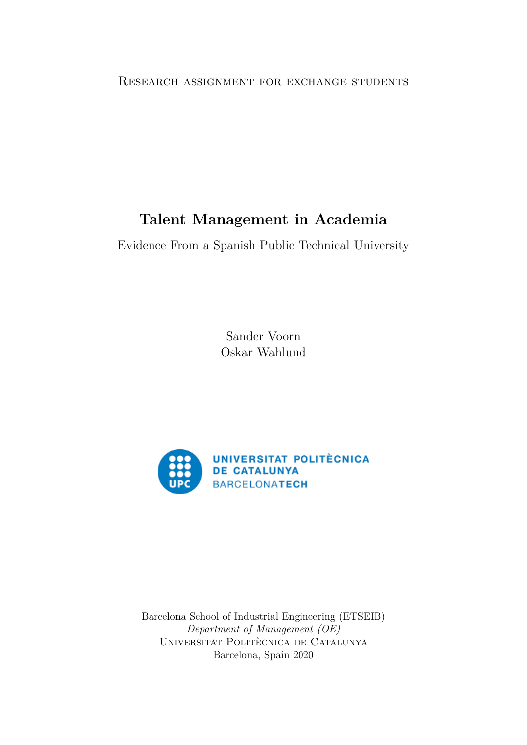Research assignment for exchange students

# Talent Management in Academia

Evidence From a Spanish Public Technical University

Sander Voorn
Oskar Wahlund

UNIVERSITAT POLITÈCNICA DE CATALUNYA
BARCELONATECH

Barcelona School of Industrial Engineering (ETSEIB)
*Department of Management (OE)*
Universitat Politècnica de Catalunya
Barcelona, Spain 2020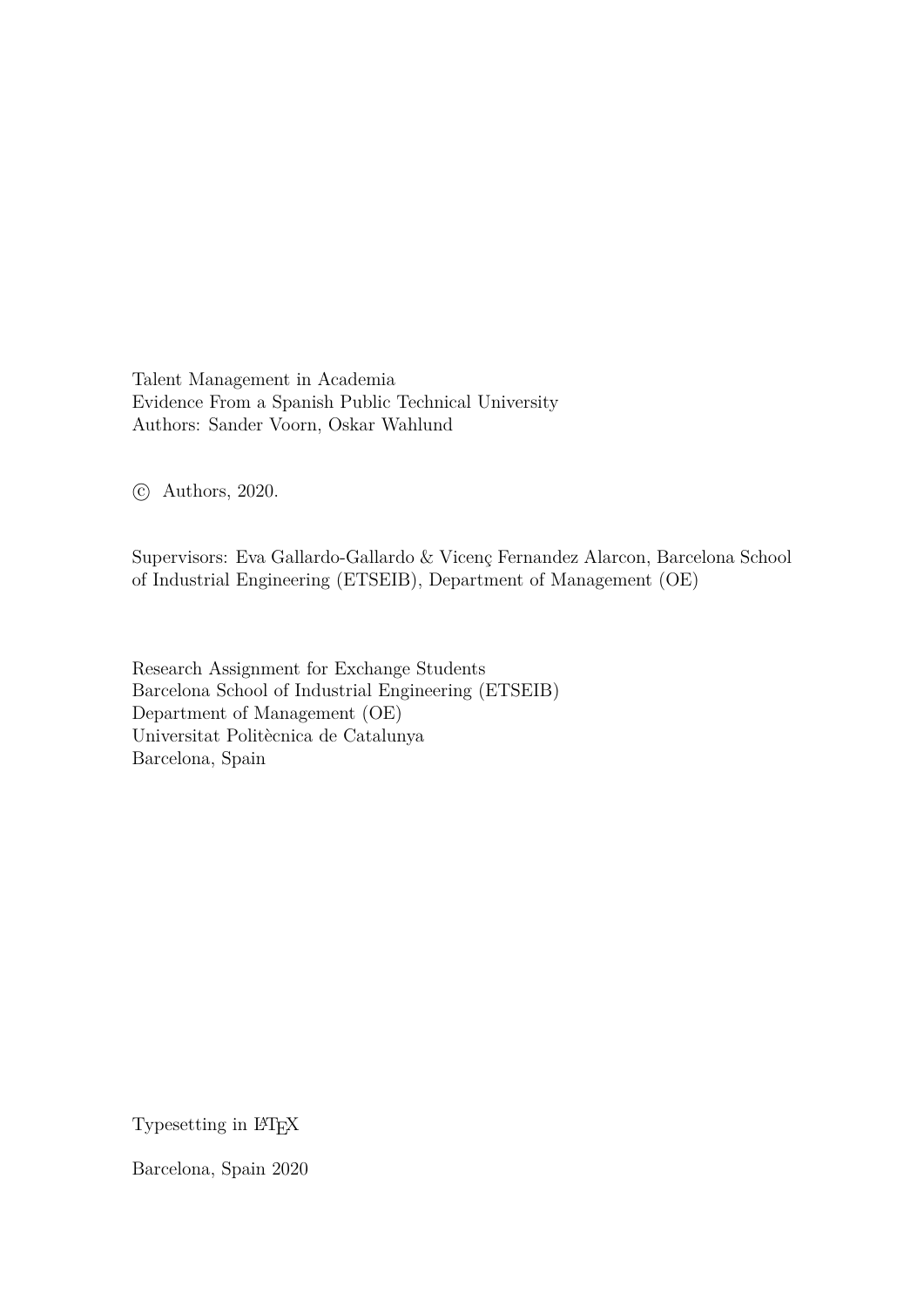Talent Management in Academia
Evidence From a Spanish Public Technical University
Authors: Sander Voorn, Oskar Wahlund

© Authors, 2020.

Supervisors: Eva Gallardo-Gallardo & Vicenç Fernandez Alarcon, Barcelona School of Industrial Engineering (ETSEIB), Department of Management (OE)

Research Assignment for Exchange Students
Barcelona School of Industrial Engineering (ETSEIB)
Department of Management (OE)
Universitat Politècnica de Catalunya
Barcelona, Spain

Typesetting in LaTeX

Barcelona, Spain 2020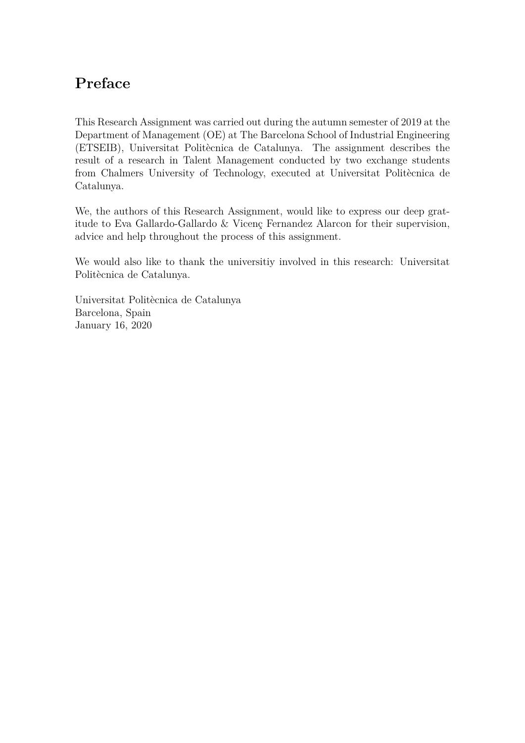# Preface

This Research Assignment was carried out during the autumn semester of 2019 at the Department of Management (OE) at The Barcelona School of Industrial Engineering (ETSEIB), Universitat Politècnica de Catalunya. The assignment describes the result of a research in Talent Management conducted by two exchange students from Chalmers University of Technology, executed at Universitat Politècnica de Catalunya.

We, the authors of this Research Assignment, would like to express our deep gratitude to Eva Gallardo-Gallardo & Vicenç Fernandez Alarcon for their supervision, advice and help throughout the process of this assignment.

We would also like to thank the universitiy involved in this research: Universitat Politècnica de Catalunya.

Universitat Politècnica de Catalunya  
Barcelona, Spain  
January 16, 2020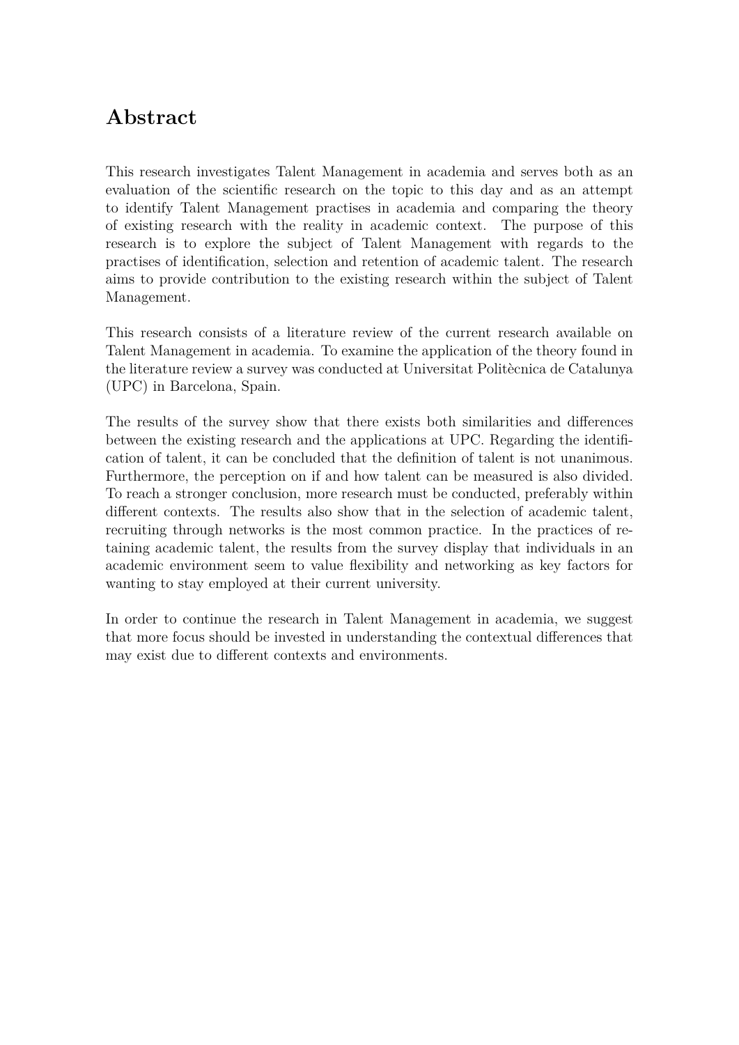# Abstract

This research investigates Talent Management in academia and serves both as an evaluation of the scientific research on the topic to this day and as an attempt to identify Talent Management practises in academia and comparing the theory of existing research with the reality in academic context. The purpose of this research is to explore the subject of Talent Management with regards to the practises of identification, selection and retention of academic talent. The research aims to provide contribution to the existing research within the subject of Talent Management.

This research consists of a literature review of the current research available on Talent Management in academia. To examine the application of the theory found in the literature review a survey was conducted at Universitat Politècnica de Catalunya (UPC) in Barcelona, Spain.

The results of the survey show that there exists both similarities and differences between the existing research and the applications at UPC. Regarding the identification of talent, it can be concluded that the definition of talent is not unanimous. Furthermore, the perception on if and how talent can be measured is also divided. To reach a stronger conclusion, more research must be conducted, preferably within different contexts. The results also show that in the selection of academic talent, recruiting through networks is the most common practice. In the practices of retaining academic talent, the results from the survey display that individuals in an academic environment seem to value flexibility and networking as key factors for wanting to stay employed at their current university.

In order to continue the research in Talent Management in academia, we suggest that more focus should be invested in understanding the contextual differences that may exist due to different contexts and environments.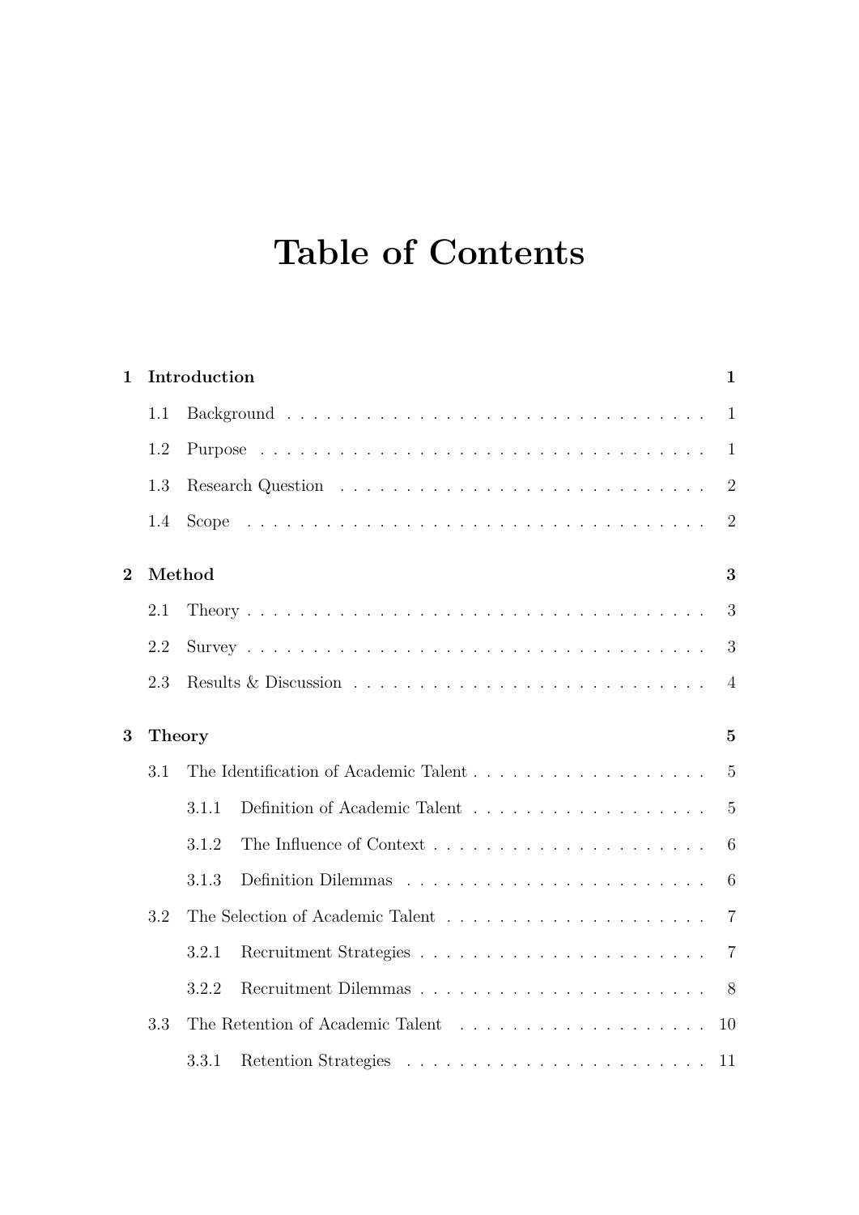# Table of Contents

**1 Introduction** **1**

- 1.1 Background . . . . . . . . . . . . . . . . . . . . . . . . . . . . . . . . . 1
- 1.2 Purpose . . . . . . . . . . . . . . . . . . . . . . . . . . . . . . . . . . 1
- 1.3 Research Question . . . . . . . . . . . . . . . . . . . . . . . . . . . . . 2
- 1.4 Scope . . . . . . . . . . . . . . . . . . . . . . . . . . . . . . . . . . . 2

**2 Method** **3**

- 2.1 Theory . . . . . . . . . . . . . . . . . . . . . . . . . . . . . . . . . . 3
- 2.2 Survey . . . . . . . . . . . . . . . . . . . . . . . . . . . . . . . . . . 3
- 2.3 Results & Discussion . . . . . . . . . . . . . . . . . . . . . . . . . . . 4

**3 Theory** **5**

- 3.1 The Identification of Academic Talent . . . . . . . . . . . . . . . . . . 5
  - 3.1.1 Definition of Academic Talent . . . . . . . . . . . . . . . . . . 5
  - 3.1.2 The Influence of Context . . . . . . . . . . . . . . . . . . . . . 6
  - 3.1.3 Definition Dilemmas . . . . . . . . . . . . . . . . . . . . . . . 6
- 3.2 The Selection of Academic Talent . . . . . . . . . . . . . . . . . . . . 7
  - 3.2.1 Recruitment Strategies . . . . . . . . . . . . . . . . . . . . . . 7
  - 3.2.2 Recruitment Dilemmas . . . . . . . . . . . . . . . . . . . . . . 8
- 3.3 The Retention of Academic Talent . . . . . . . . . . . . . . . . . . . 10
  - 3.3.1 Retention Strategies . . . . . . . . . . . . . . . . . . . . . . . 11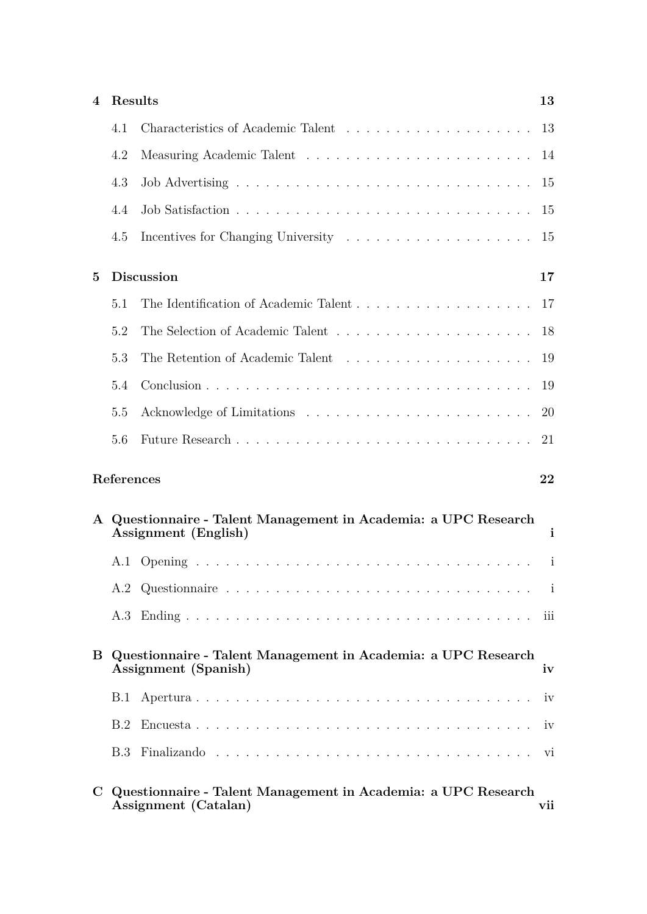**4 Results** 13

- 4.1 Characteristics of Academic Talent . . . . . . . . . . . . . . . . . . . 13
- 4.2 Measuring Academic Talent . . . . . . . . . . . . . . . . . . . . . . 14
- 4.3 Job Advertising . . . . . . . . . . . . . . . . . . . . . . . . . . . . 15
- 4.4 Job Satisfaction . . . . . . . . . . . . . . . . . . . . . . . . . . . . 15
- 4.5 Incentives for Changing University . . . . . . . . . . . . . . . . . . 15

**5 Discussion** 17

- 5.1 The Identification of Academic Talent . . . . . . . . . . . . . . . . . 17
- 5.2 The Selection of Academic Talent . . . . . . . . . . . . . . . . . . . 18
- 5.3 The Retention of Academic Talent . . . . . . . . . . . . . . . . . . . 19
- 5.4 Conclusion . . . . . . . . . . . . . . . . . . . . . . . . . . . . . . . 19
- 5.5 Acknowledge of Limitations . . . . . . . . . . . . . . . . . . . . . . 20
- 5.6 Future Research . . . . . . . . . . . . . . . . . . . . . . . . . . . . 21

**References** 22

**A Questionnaire - Talent Management in Academia: a UPC Research Assignment (English)** i

- A.1 Opening . . . . . . . . . . . . . . . . . . . . . . . . . . . . . . . . i
- A.2 Questionnaire . . . . . . . . . . . . . . . . . . . . . . . . . . . . . i
- A.3 Ending . . . . . . . . . . . . . . . . . . . . . . . . . . . . . . . . . iii

**B Questionnaire - Talent Management in Academia: a UPC Research Assignment (Spanish)** iv

- B.1 Apertura . . . . . . . . . . . . . . . . . . . . . . . . . . . . . . . . iv
- B.2 Encuesta . . . . . . . . . . . . . . . . . . . . . . . . . . . . . . . . iv
- B.3 Finalizando . . . . . . . . . . . . . . . . . . . . . . . . . . . . . . vi

**C Questionnaire - Talent Management in Academia: a UPC Research Assignment (Catalan)** vii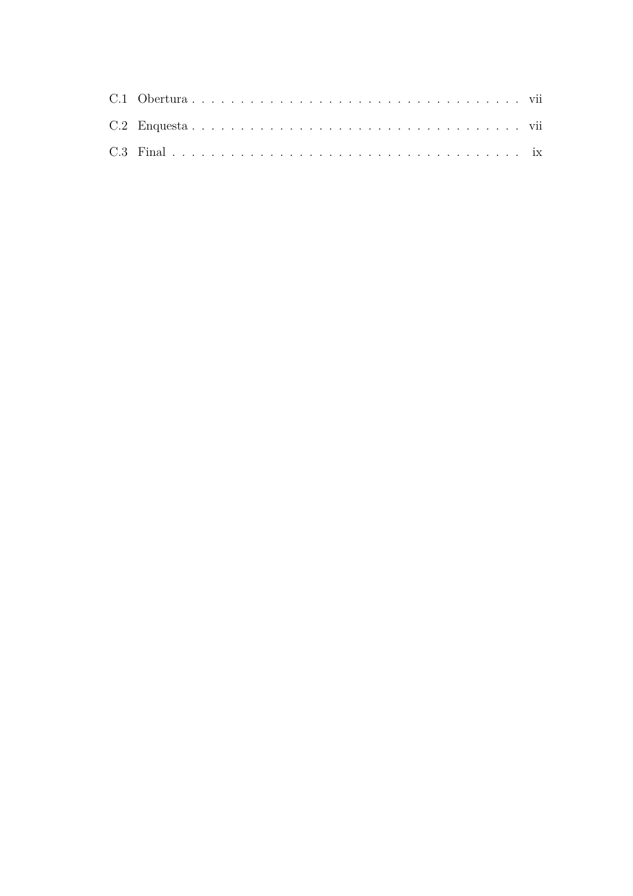C.1 Obertura . . . . . . . . . . . . . . . . . . . . . . . . . . . . . . . . . . . vii

C.2 Enquesta . . . . . . . . . . . . . . . . . . . . . . . . . . . . . . . . . . . vii

C.3 Final . . . . . . . . . . . . . . . . . . . . . . . . . . . . . . . . . . . . . ix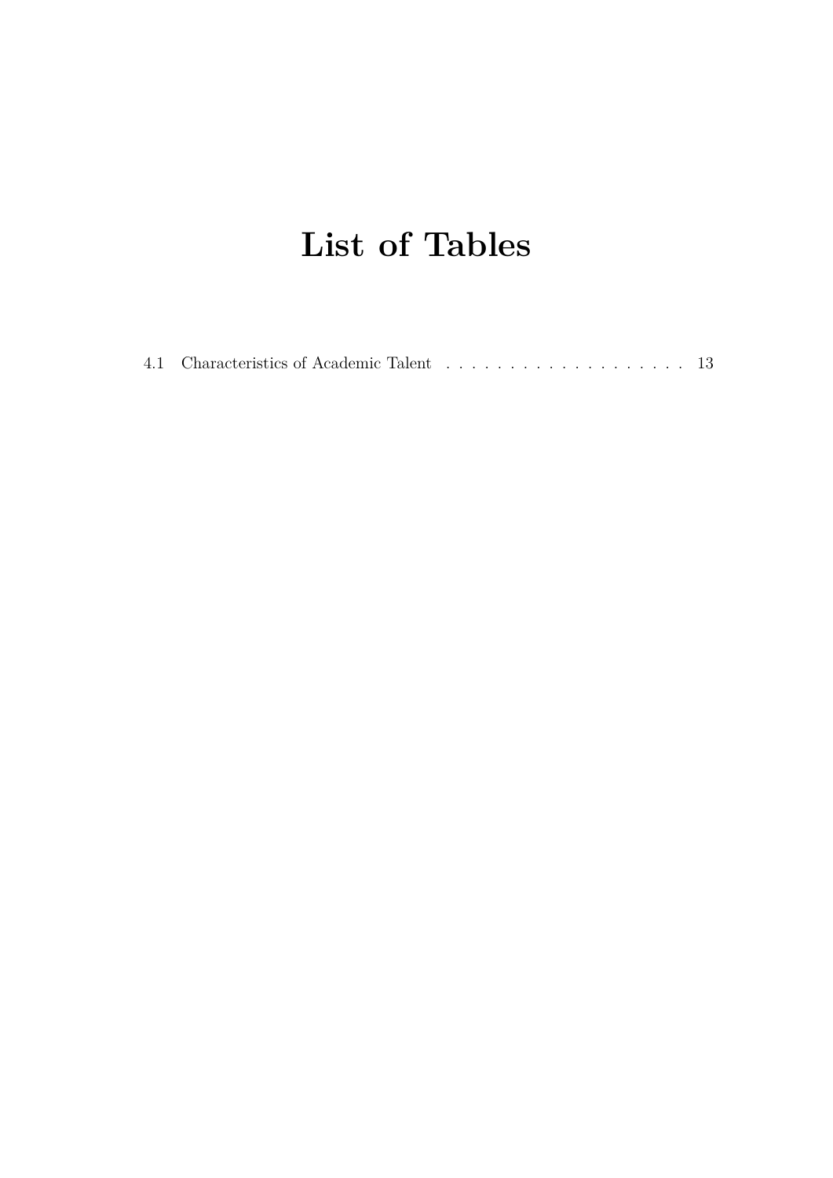# List of Tables

4.1 Characteristics of Academic Talent . . . . . . . . . . . . . . . . . . . . 13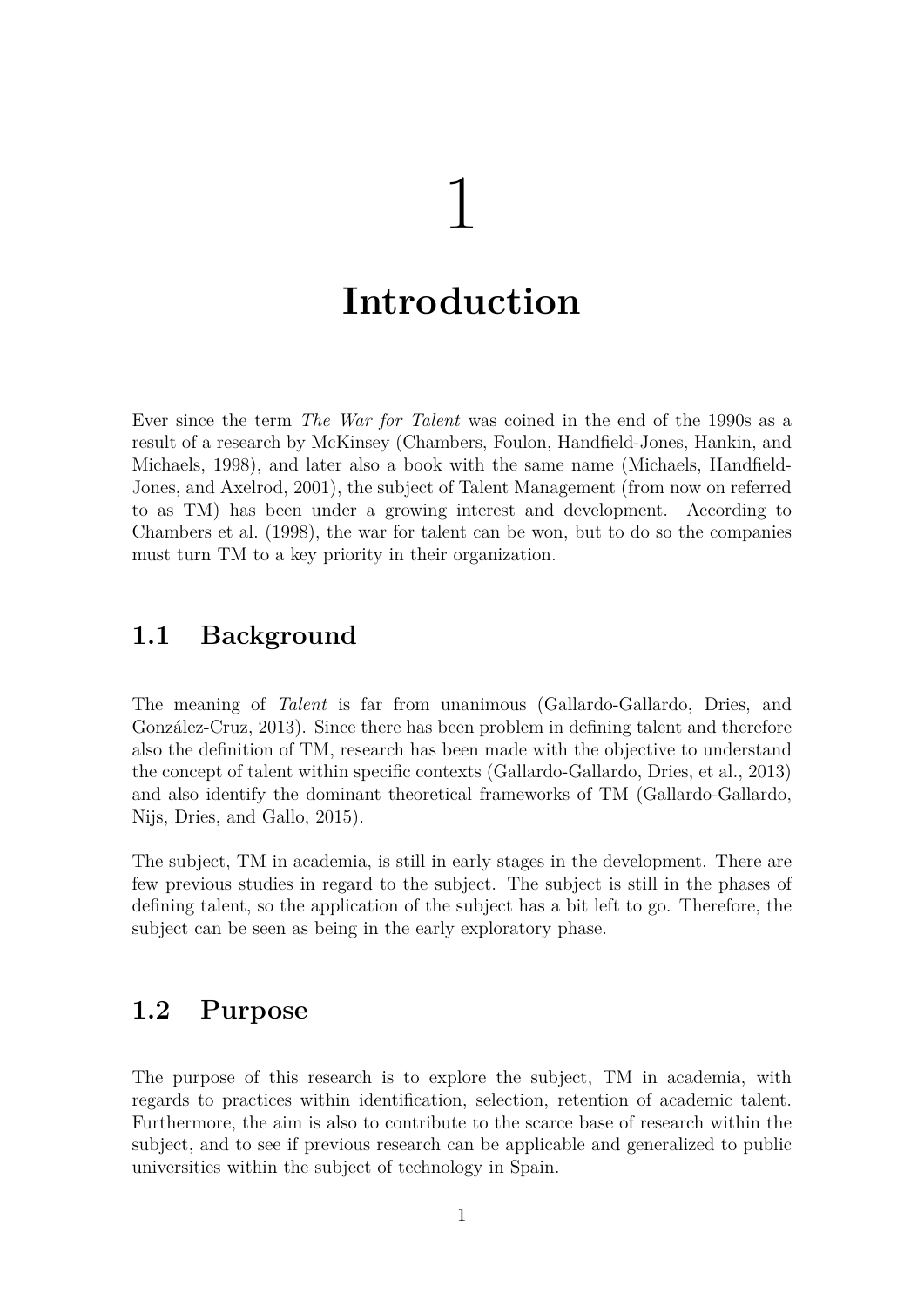# 1 Introduction

Ever since the term *The War for Talent* was coined in the end of the 1990s as a result of a research by McKinsey (Chambers, Foulon, Handfield-Jones, Hankin, and Michaels, 1998), and later also a book with the same name (Michaels, Handfield-Jones, and Axelrod, 2001), the subject of Talent Management (from now on referred to as TM) has been under a growing interest and development. According to Chambers et al. (1998), the war for talent can be won, but to do so the companies must turn TM to a key priority in their organization.

## 1.1 Background

The meaning of *Talent* is far from unanimous (Gallardo-Gallardo, Dries, and González-Cruz, 2013). Since there has been problem in defining talent and therefore also the definition of TM, research has been made with the objective to understand the concept of talent within specific contexts (Gallardo-Gallardo, Dries, et al., 2013) and also identify the dominant theoretical frameworks of TM (Gallardo-Gallardo, Nijs, Dries, and Gallo, 2015).

The subject, TM in academia, is still in early stages in the development. There are few previous studies in regard to the subject. The subject is still in the phases of defining talent, so the application of the subject has a bit left to go. Therefore, the subject can be seen as being in the early exploratory phase.

## 1.2 Purpose

The purpose of this research is to explore the subject, TM in academia, with regards to practices within identification, selection, retention of academic talent. Furthermore, the aim is also to contribute to the scarce base of research within the subject, and to see if previous research can be applicable and generalized to public universities within the subject of technology in Spain.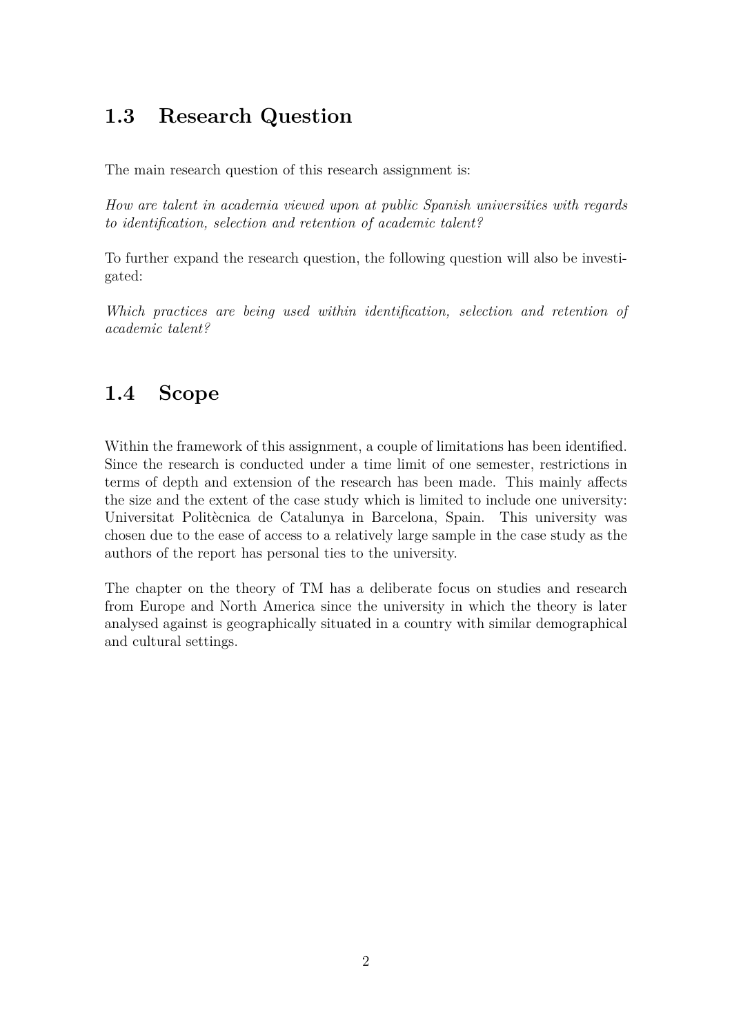## 1.3 Research Question

The main research question of this research assignment is:

*How are talent in academia viewed upon at public Spanish universities with regards to identification, selection and retention of academic talent?*

To further expand the research question, the following question will also be investigated:

*Which practices are being used within identification, selection and retention of academic talent?*

## 1.4 Scope

Within the framework of this assignment, a couple of limitations has been identified. Since the research is conducted under a time limit of one semester, restrictions in terms of depth and extension of the research has been made. This mainly affects the size and the extent of the case study which is limited to include one university: Universitat Politècnica de Catalunya in Barcelona, Spain. This university was chosen due to the ease of access to a relatively large sample in the case study as the authors of the report has personal ties to the university.

The chapter on the theory of TM has a deliberate focus on studies and research from Europe and North America since the university in which the theory is later analysed against is geographically situated in a country with similar demographical and cultural settings.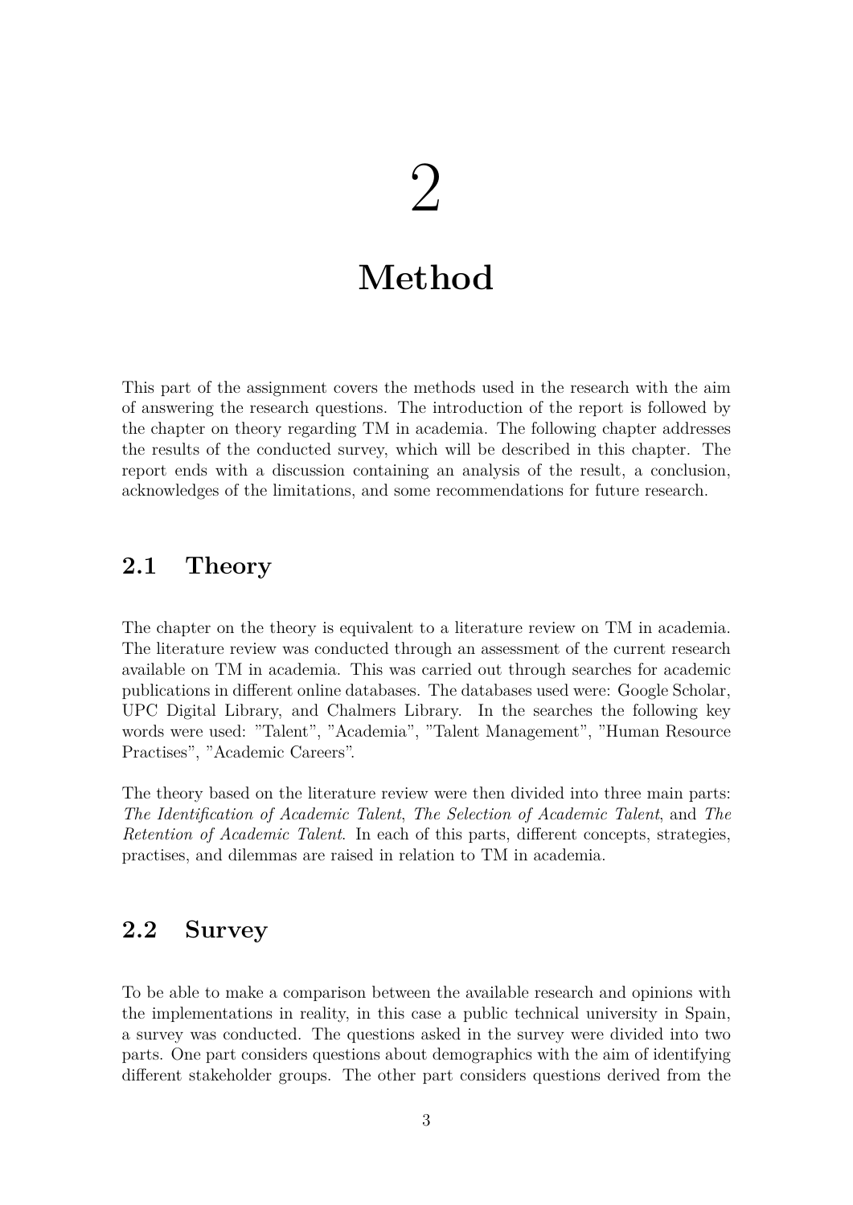# 2 Method

This part of the assignment covers the methods used in the research with the aim of answering the research questions. The introduction of the report is followed by the chapter on theory regarding TM in academia. The following chapter addresses the results of the conducted survey, which will be described in this chapter. The report ends with a discussion containing an analysis of the result, a conclusion, acknowledges of the limitations, and some recommendations for future research.

## 2.1 Theory

The chapter on the theory is equivalent to a literature review on TM in academia. The literature review was conducted through an assessment of the current research available on TM in academia. This was carried out through searches for academic publications in different online databases. The databases used were: Google Scholar, UPC Digital Library, and Chalmers Library. In the searches the following key words were used: "Talent", "Academia", "Talent Management", "Human Resource Practises", "Academic Careers".

The theory based on the literature review were then divided into three main parts: *The Identification of Academic Talent*, *The Selection of Academic Talent*, and *The Retention of Academic Talent*. In each of this parts, different concepts, strategies, practises, and dilemmas are raised in relation to TM in academia.

## 2.2 Survey

To be able to make a comparison between the available research and opinions with the implementations in reality, in this case a public technical university in Spain, a survey was conducted. The questions asked in the survey were divided into two parts. One part considers questions about demographics with the aim of identifying different stakeholder groups. The other part considers questions derived from the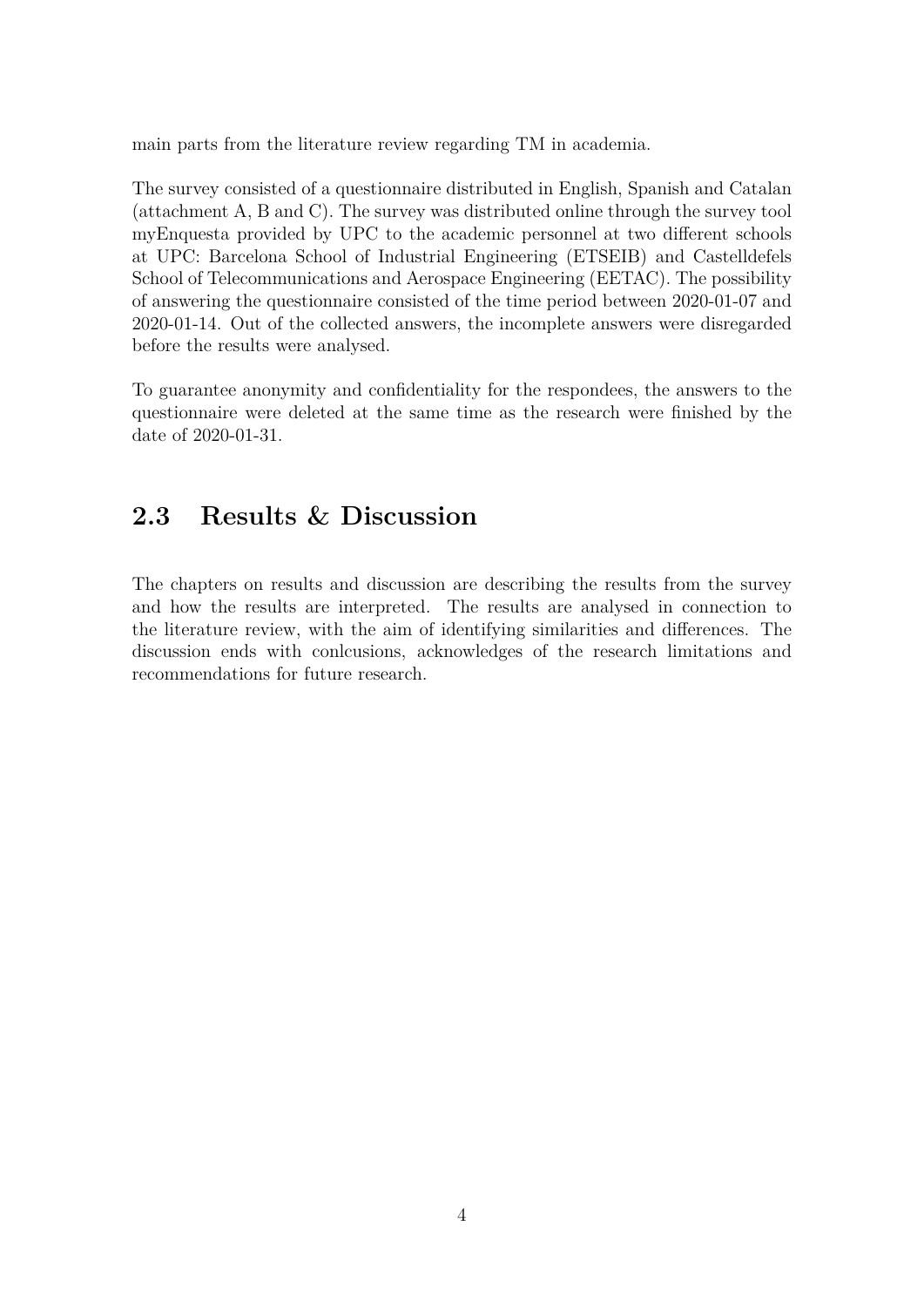main parts from the literature review regarding TM in academia.

The survey consisted of a questionnaire distributed in English, Spanish and Catalan (attachment A, B and C). The survey was distributed online through the survey tool myEnquesta provided by UPC to the academic personnel at two different schools at UPC: Barcelona School of Industrial Engineering (ETSEIB) and Castelldefels School of Telecommunications and Aerospace Engineering (EETAC). The possibility of answering the questionnaire consisted of the time period between 2020-01-07 and 2020-01-14. Out of the collected answers, the incomplete answers were disregarded before the results were analysed.

To guarantee anonymity and confidentiality for the respondees, the answers to the questionnaire were deleted at the same time as the research were finished by the date of 2020-01-31.

## 2.3 Results & Discussion

The chapters on results and discussion are describing the results from the survey and how the results are interpreted. The results are analysed in connection to the literature review, with the aim of identifying similarities and differences. The discussion ends with conlcusions, acknowledges of the research limitations and recommendations for future research.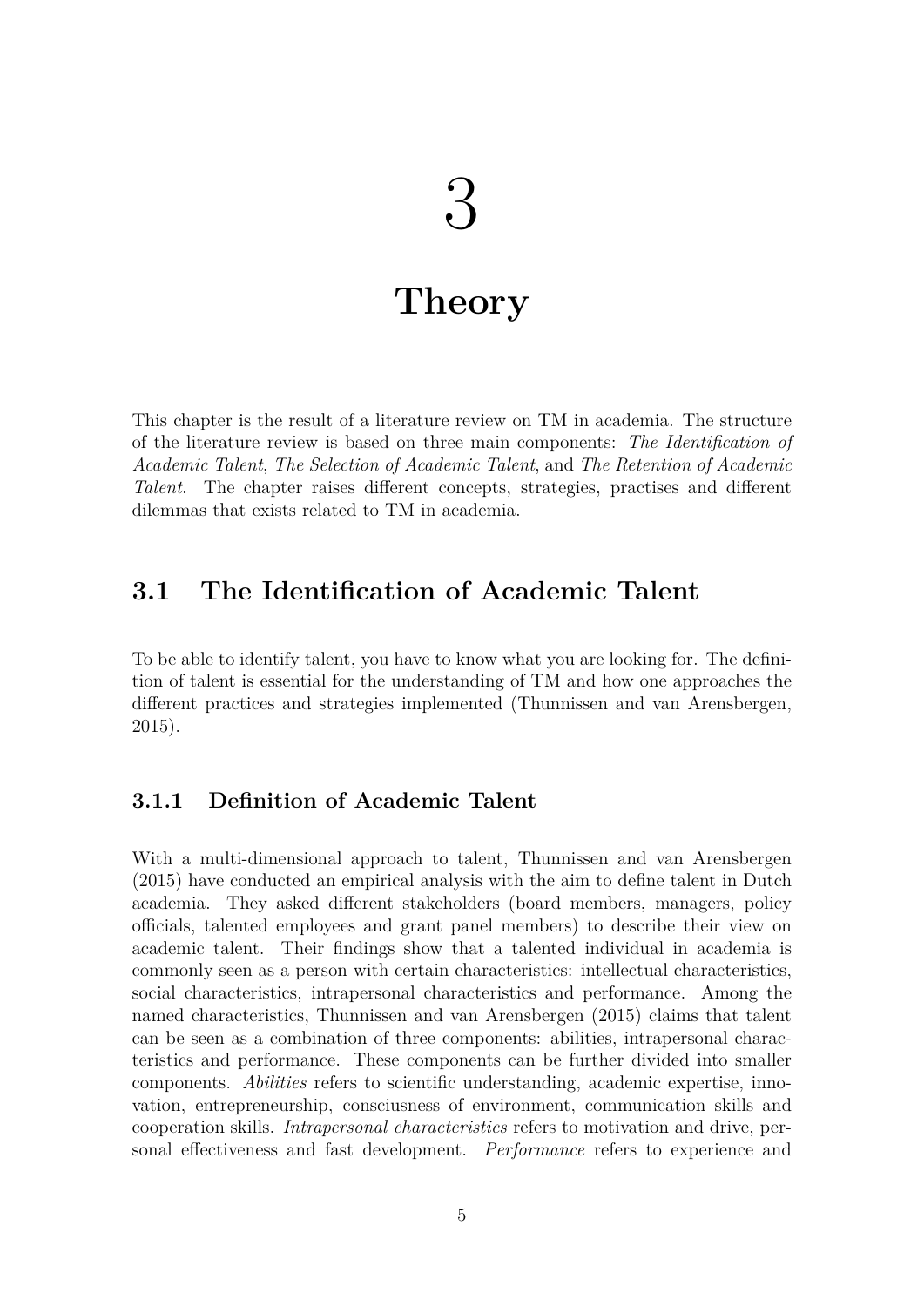# 3

# Theory

This chapter is the result of a literature review on TM in academia. The structure of the literature review is based on three main components: *The Identification of Academic Talent*, *The Selection of Academic Talent*, and *The Retention of Academic Talent*. The chapter raises different concepts, strategies, practises and different dilemmas that exists related to TM in academia.

## 3.1 The Identification of Academic Talent

To be able to identify talent, you have to know what you are looking for. The definition of talent is essential for the understanding of TM and how one approaches the different practices and strategies implemented (Thunnissen and van Arensbergen, 2015).

### 3.1.1 Definition of Academic Talent

With a multi-dimensional approach to talent, Thunnissen and van Arensbergen (2015) have conducted an empirical analysis with the aim to define talent in Dutch academia. They asked different stakeholders (board members, managers, policy officials, talented employees and grant panel members) to describe their view on academic talent. Their findings show that a talented individual in academia is commonly seen as a person with certain characteristics: intellectual characteristics, social characteristics, intrapersonal characteristics and performance. Among the named characteristics, Thunnissen and van Arensbergen (2015) claims that talent can be seen as a combination of three components: abilities, intrapersonal characteristics and performance. These components can be further divided into smaller components. *Abilities* refers to scientific understanding, academic expertise, innovation, entrepreneurship, consciusness of environment, communication skills and cooperation skills. *Intrapersonal characteristics* refers to motivation and drive, personal effectiveness and fast development. *Performance* refers to experience and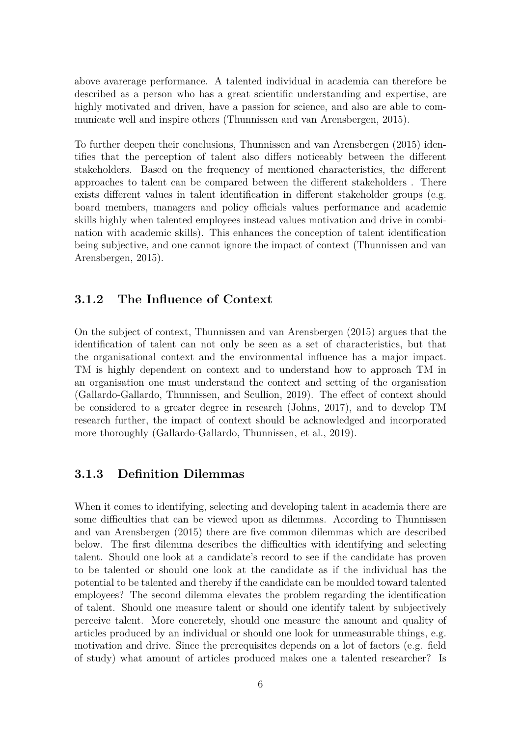above avarerage performance. A talented individual in academia can therefore be described as a person who has a great scientific understanding and expertise, are highly motivated and driven, have a passion for science, and also are able to communicate well and inspire others (Thunnissen and van Arensbergen, 2015).

To further deepen their conclusions, Thunnissen and van Arensbergen (2015) identifies that the perception of talent also differs noticeably between the different stakeholders. Based on the frequency of mentioned characteristics, the different approaches to talent can be compared between the different stakeholders . There exists different values in talent identification in different stakeholder groups (e.g. board members, managers and policy officials values performance and academic skills highly when talented employees instead values motivation and drive in combination with academic skills). This enhances the conception of talent identification being subjective, and one cannot ignore the impact of context (Thunnissen and van Arensbergen, 2015).

### 3.1.2 The Influence of Context

On the subject of context, Thunnissen and van Arensbergen (2015) argues that the identification of talent can not only be seen as a set of characteristics, but that the organisational context and the environmental influence has a major impact. TM is highly dependent on context and to understand how to approach TM in an organisation one must understand the context and setting of the organisation (Gallardo-Gallardo, Thunnissen, and Scullion, 2019). The effect of context should be considered to a greater degree in research (Johns, 2017), and to develop TM research further, the impact of context should be acknowledged and incorporated more thoroughly (Gallardo-Gallardo, Thunnissen, et al., 2019).

### 3.1.3 Definition Dilemmas

When it comes to identifying, selecting and developing talent in academia there are some difficulties that can be viewed upon as dilemmas. According to Thunnissen and van Arensbergen (2015) there are five common dilemmas which are described below. The first dilemma describes the difficulties with identifying and selecting talent. Should one look at a candidate's record to see if the candidate has proven to be talented or should one look at the candidate as if the individual has the potential to be talented and thereby if the candidate can be moulded toward talented employees? The second dilemma elevates the problem regarding the identification of talent. Should one measure talent or should one identify talent by subjectively perceive talent. More concretely, should one measure the amount and quality of articles produced by an individual or should one look for unmeasurable things, e.g. motivation and drive. Since the prerequisites depends on a lot of factors (e.g. field of study) what amount of articles produced makes one a talented researcher? Is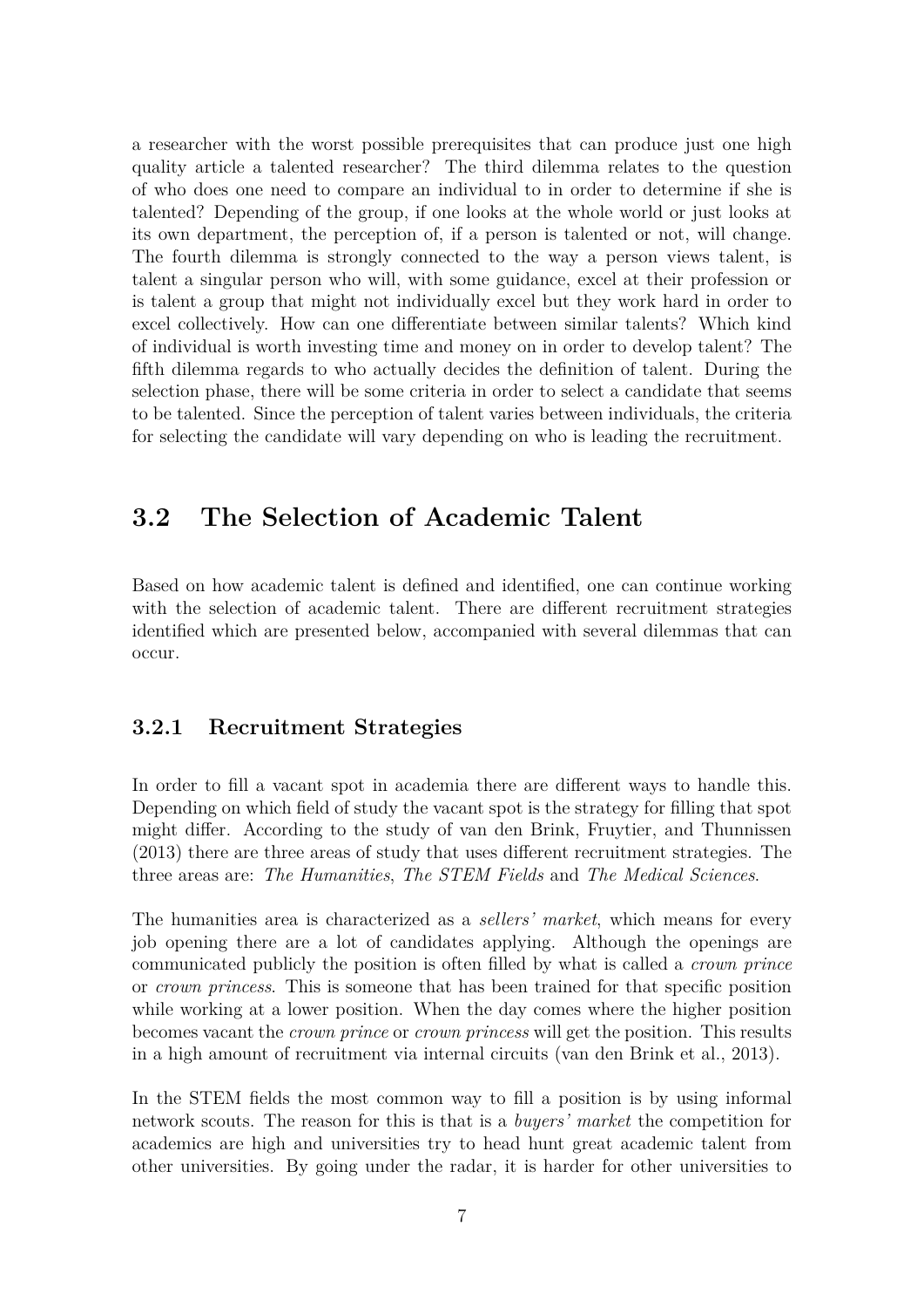a researcher with the worst possible prerequisites that can produce just one high quality article a talented researcher? The third dilemma relates to the question of who does one need to compare an individual to in order to determine if she is talented? Depending of the group, if one looks at the whole world or just looks at its own department, the perception of, if a person is talented or not, will change. The fourth dilemma is strongly connected to the way a person views talent, is talent a singular person who will, with some guidance, excel at their profession or is talent a group that might not individually excel but they work hard in order to excel collectively. How can one differentiate between similar talents? Which kind of individual is worth investing time and money on in order to develop talent? The fifth dilemma regards to who actually decides the definition of talent. During the selection phase, there will be some criteria in order to select a candidate that seems to be talented. Since the perception of talent varies between individuals, the criteria for selecting the candidate will vary depending on who is leading the recruitment.

## 3.2 The Selection of Academic Talent

Based on how academic talent is defined and identified, one can continue working with the selection of academic talent. There are different recruitment strategies identified which are presented below, accompanied with several dilemmas that can occur.

### 3.2.1 Recruitment Strategies

In order to fill a vacant spot in academia there are different ways to handle this. Depending on which field of study the vacant spot is the strategy for filling that spot might differ. According to the study of van den Brink, Fruytier, and Thunnissen (2013) there are three areas of study that uses different recruitment strategies. The three areas are: *The Humanities*, *The STEM Fields* and *The Medical Sciences*.

The humanities area is characterized as a *sellers' market*, which means for every job opening there are a lot of candidates applying. Although the openings are communicated publicly the position is often filled by what is called a *crown prince* or *crown princess*. This is someone that has been trained for that specific position while working at a lower position. When the day comes where the higher position becomes vacant the *crown prince* or *crown princess* will get the position. This results in a high amount of recruitment via internal circuits (van den Brink et al., 2013).

In the STEM fields the most common way to fill a position is by using informal network scouts. The reason for this is that is a *buyers' market* the competition for academics are high and universities try to head hunt great academic talent from other universities. By going under the radar, it is harder for other universities to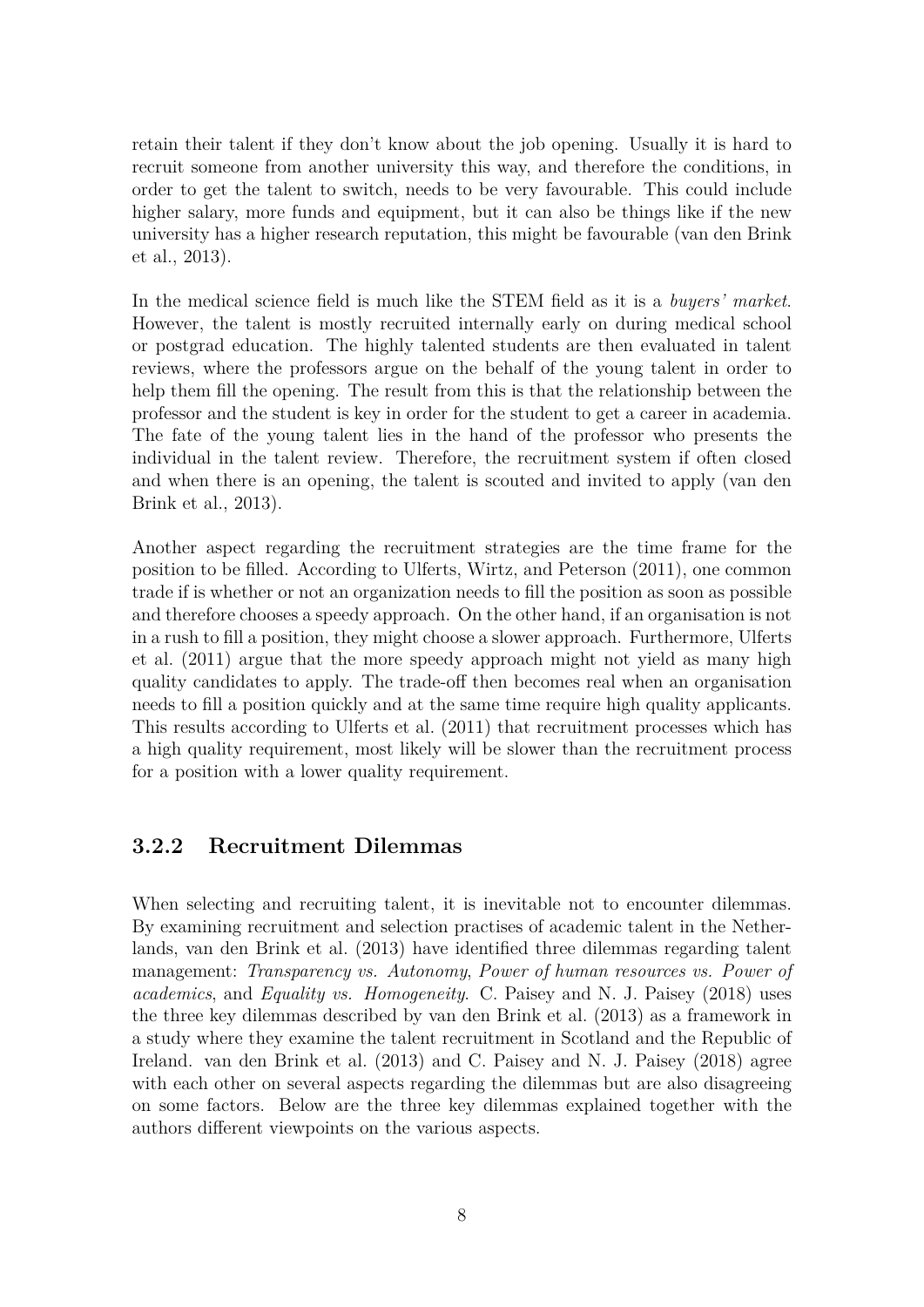retain their talent if they don't know about the job opening. Usually it is hard to recruit someone from another university this way, and therefore the conditions, in order to get the talent to switch, needs to be very favourable. This could include higher salary, more funds and equipment, but it can also be things like if the new university has a higher research reputation, this might be favourable (van den Brink et al., 2013).

In the medical science field is much like the STEM field as it is a *buyers' market*. However, the talent is mostly recruited internally early on during medical school or postgrad education. The highly talented students are then evaluated in talent reviews, where the professors argue on the behalf of the young talent in order to help them fill the opening. The result from this is that the relationship between the professor and the student is key in order for the student to get a career in academia. The fate of the young talent lies in the hand of the professor who presents the individual in the talent review. Therefore, the recruitment system if often closed and when there is an opening, the talent is scouted and invited to apply (van den Brink et al., 2013).

Another aspect regarding the recruitment strategies are the time frame for the position to be filled. According to Ulferts, Wirtz, and Peterson (2011), one common trade if is whether or not an organization needs to fill the position as soon as possible and therefore chooses a speedy approach. On the other hand, if an organisation is not in a rush to fill a position, they might choose a slower approach. Furthermore, Ulferts et al. (2011) argue that the more speedy approach might not yield as many high quality candidates to apply. The trade-off then becomes real when an organisation needs to fill a position quickly and at the same time require high quality applicants. This results according to Ulferts et al. (2011) that recruitment processes which has a high quality requirement, most likely will be slower than the recruitment process for a position with a lower quality requirement.

### 3.2.2 Recruitment Dilemmas

When selecting and recruiting talent, it is inevitable not to encounter dilemmas. By examining recruitment and selection practises of academic talent in the Netherlands, van den Brink et al. (2013) have identified three dilemmas regarding talent management: *Transparency vs. Autonomy*, *Power of human resources vs. Power of academics*, and *Equality vs. Homogeneity*. C. Paisey and N. J. Paisey (2018) uses the three key dilemmas described by van den Brink et al. (2013) as a framework in a study where they examine the talent recruitment in Scotland and the Republic of Ireland. van den Brink et al. (2013) and C. Paisey and N. J. Paisey (2018) agree with each other on several aspects regarding the dilemmas but are also disagreeing on some factors. Below are the three key dilemmas explained together with the authors different viewpoints on the various aspects.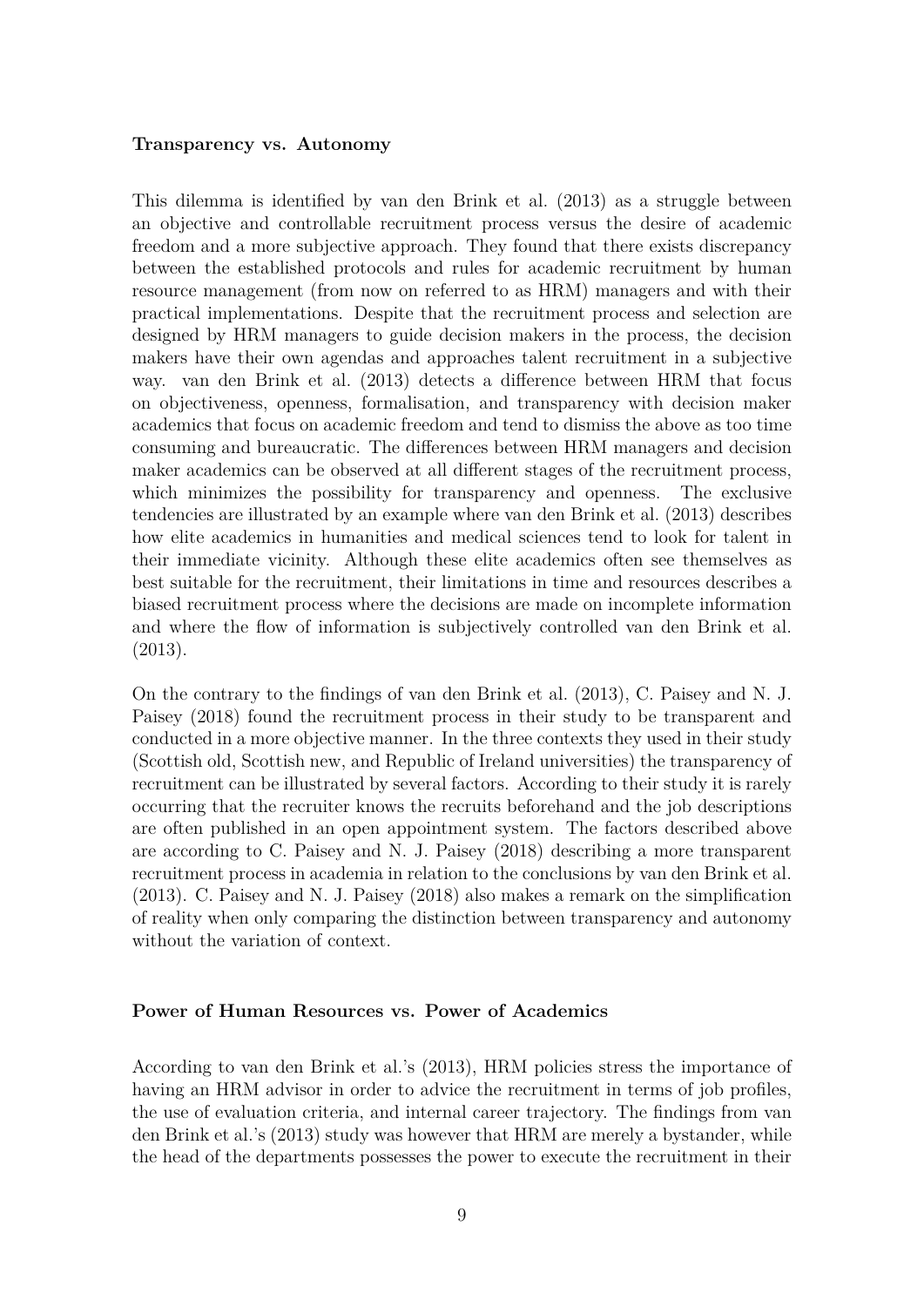**Transparency vs. Autonomy**

This dilemma is identified by van den Brink et al. (2013) as a struggle between an objective and controllable recruitment process versus the desire of academic freedom and a more subjective approach. They found that there exists discrepancy between the established protocols and rules for academic recruitment by human resource management (from now on referred to as HRM) managers and with their practical implementations. Despite that the recruitment process and selection are designed by HRM managers to guide decision makers in the process, the decision makers have their own agendas and approaches talent recruitment in a subjective way. van den Brink et al. (2013) detects a difference between HRM that focus on objectiveness, openness, formalisation, and transparency with decision maker academics that focus on academic freedom and tend to dismiss the above as too time consuming and bureaucratic. The differences between HRM managers and decision maker academics can be observed at all different stages of the recruitment process, which minimizes the possibility for transparency and openness. The exclusive tendencies are illustrated by an example where van den Brink et al. (2013) describes how elite academics in humanities and medical sciences tend to look for talent in their immediate vicinity. Although these elite academics often see themselves as best suitable for the recruitment, their limitations in time and resources describes a biased recruitment process where the decisions are made on incomplete information and where the flow of information is subjectively controlled van den Brink et al. (2013).

On the contrary to the findings of van den Brink et al. (2013), C. Paisey and N. J. Paisey (2018) found the recruitment process in their study to be transparent and conducted in a more objective manner. In the three contexts they used in their study (Scottish old, Scottish new, and Republic of Ireland universities) the transparency of recruitment can be illustrated by several factors. According to their study it is rarely occurring that the recruiter knows the recruits beforehand and the job descriptions are often published in an open appointment system. The factors described above are according to C. Paisey and N. J. Paisey (2018) describing a more transparent recruitment process in academia in relation to the conclusions by van den Brink et al. (2013). C. Paisey and N. J. Paisey (2018) also makes a remark on the simplification of reality when only comparing the distinction between transparency and autonomy without the variation of context.

**Power of Human Resources vs. Power of Academics**

According to van den Brink et al.'s (2013), HRM policies stress the importance of having an HRM advisor in order to advice the recruitment in terms of job profiles, the use of evaluation criteria, and internal career trajectory. The findings from van den Brink et al.'s (2013) study was however that HRM are merely a bystander, while the head of the departments possesses the power to execute the recruitment in their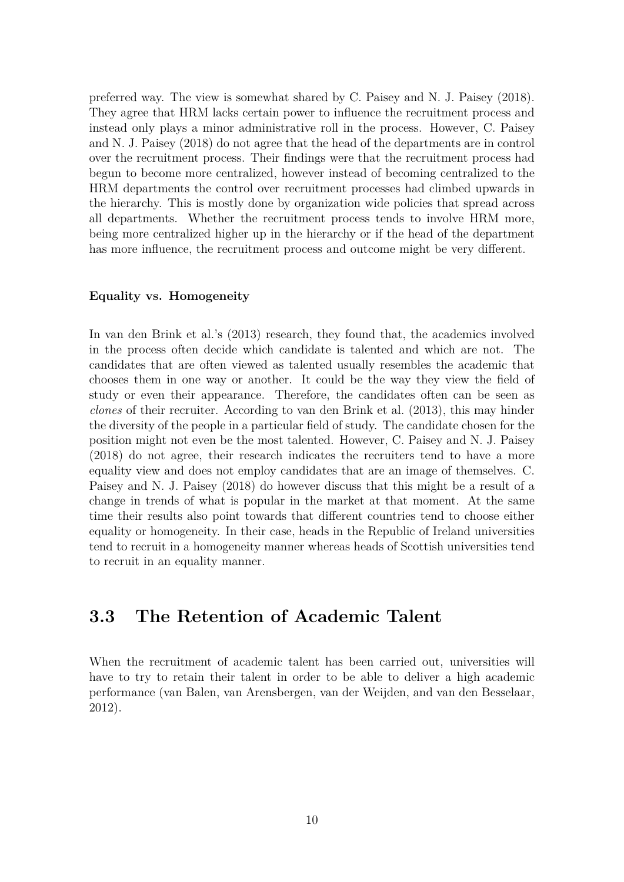preferred way. The view is somewhat shared by C. Paisey and N. J. Paisey (2018). They agree that HRM lacks certain power to influence the recruitment process and instead only plays a minor administrative roll in the process. However, C. Paisey and N. J. Paisey (2018) do not agree that the head of the departments are in control over the recruitment process. Their findings were that the recruitment process had begun to become more centralized, however instead of becoming centralized to the HRM departments the control over recruitment processes had climbed upwards in the hierarchy. This is mostly done by organization wide policies that spread across all departments. Whether the recruitment process tends to involve HRM more, being more centralized higher up in the hierarchy or if the head of the department has more influence, the recruitment process and outcome might be very different.

**Equality vs. Homogeneity**

In van den Brink et al.'s (2013) research, they found that, the academics involved in the process often decide which candidate is talented and which are not. The candidates that are often viewed as talented usually resembles the academic that chooses them in one way or another. It could be the way they view the field of study or even their appearance. Therefore, the candidates often can be seen as *clones* of their recruiter. According to van den Brink et al. (2013), this may hinder the diversity of the people in a particular field of study. The candidate chosen for the position might not even be the most talented. However, C. Paisey and N. J. Paisey (2018) do not agree, their research indicates the recruiters tend to have a more equality view and does not employ candidates that are an image of themselves. C. Paisey and N. J. Paisey (2018) do however discuss that this might be a result of a change in trends of what is popular in the market at that moment. At the same time their results also point towards that different countries tend to choose either equality or homogeneity. In their case, heads in the Republic of Ireland universities tend to recruit in a homogeneity manner whereas heads of Scottish universities tend to recruit in an equality manner.

## 3.3 The Retention of Academic Talent

When the recruitment of academic talent has been carried out, universities will have to try to retain their talent in order to be able to deliver a high academic performance (van Balen, van Arensbergen, van der Weijden, and van den Besselaar, 2012).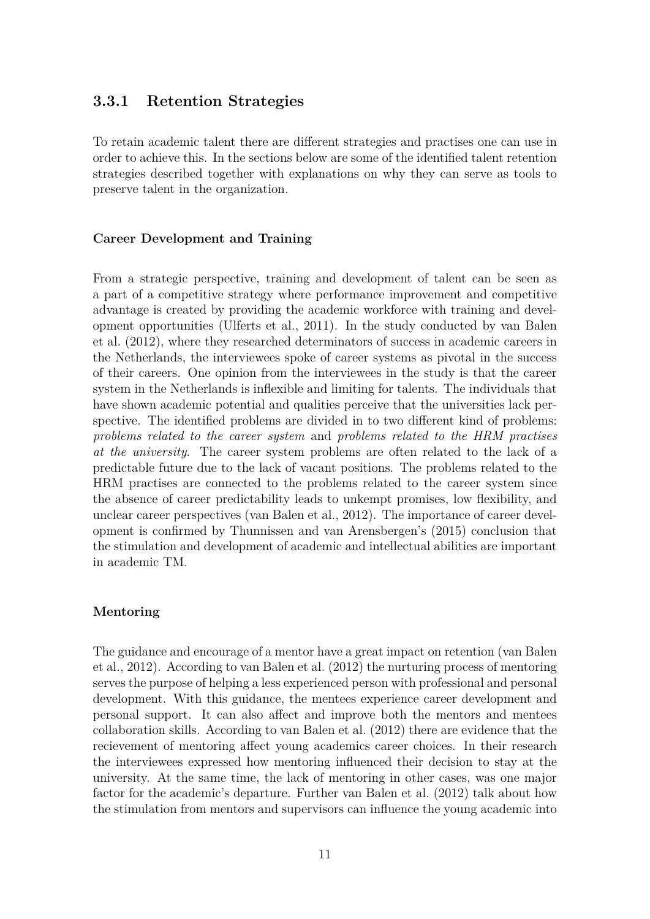### 3.3.1 Retention Strategies

To retain academic talent there are different strategies and practises one can use in order to achieve this. In the sections below are some of the identified talent retention strategies described together with explanations on why they can serve as tools to preserve talent in the organization.

#### Career Development and Training

From a strategic perspective, training and development of talent can be seen as a part of a competitive strategy where performance improvement and competitive advantage is created by providing the academic workforce with training and development opportunities (Ulferts et al., 2011). In the study conducted by van Balen et al. (2012), where they researched determinators of success in academic careers in the Netherlands, the interviewees spoke of career systems as pivotal in the success of their careers. One opinion from the interviewees in the study is that the career system in the Netherlands is inflexible and limiting for talents. The individuals that have shown academic potential and qualities perceive that the universities lack perspective. The identified problems are divided in to two different kind of problems: *problems related to the career system* and *problems related to the HRM practises at the university*. The career system problems are often related to the lack of a predictable future due to the lack of vacant positions. The problems related to the HRM practises are connected to the problems related to the career system since the absence of career predictability leads to unkempt promises, low flexibility, and unclear career perspectives (van Balen et al., 2012). The importance of career development is confirmed by Thunnissen and van Arensbergen's (2015) conclusion that the stimulation and development of academic and intellectual abilities are important in academic TM.

#### Mentoring

The guidance and encourage of a mentor have a great impact on retention (van Balen et al., 2012). According to van Balen et al. (2012) the nurturing process of mentoring serves the purpose of helping a less experienced person with professional and personal development. With this guidance, the mentees experience career development and personal support. It can also affect and improve both the mentors and mentees collaboration skills. According to van Balen et al. (2012) there are evidence that the recievement of mentoring affect young academics career choices. In their research the interviewees expressed how mentoring influenced their decision to stay at the university. At the same time, the lack of mentoring in other cases, was one major factor for the academic's departure. Further van Balen et al. (2012) talk about how the stimulation from mentors and supervisors can influence the young academic into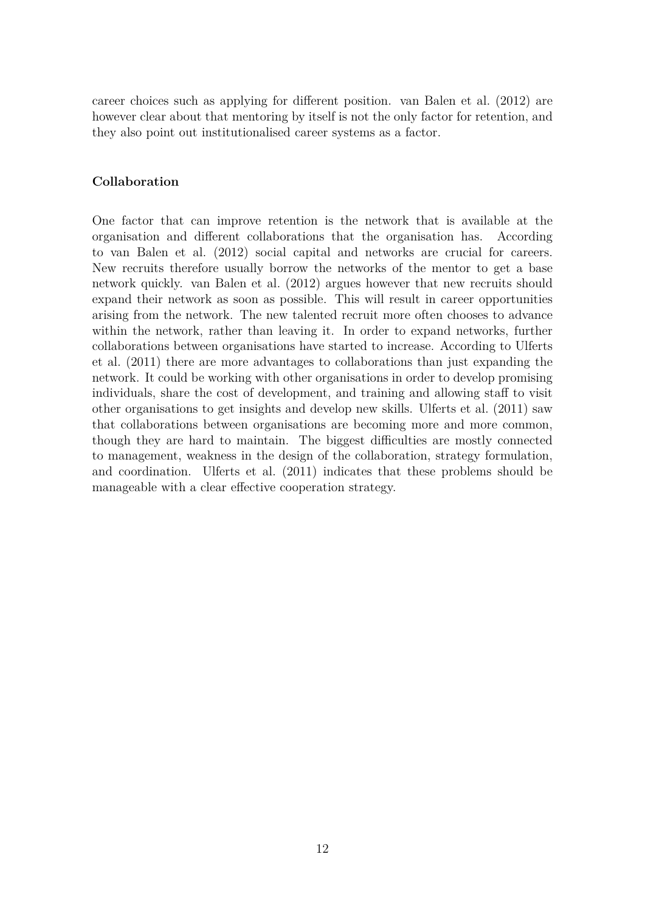career choices such as applying for different position. van Balen et al. (2012) are however clear about that mentoring by itself is not the only factor for retention, and they also point out institutionalised career systems as a factor.

**Collaboration**

One factor that can improve retention is the network that is available at the organisation and different collaborations that the organisation has. According to van Balen et al. (2012) social capital and networks are crucial for careers. New recruits therefore usually borrow the networks of the mentor to get a base network quickly. van Balen et al. (2012) argues however that new recruits should expand their network as soon as possible. This will result in career opportunities arising from the network. The new talented recruit more often chooses to advance within the network, rather than leaving it. In order to expand networks, further collaborations between organisations have started to increase. According to Ulferts et al. (2011) there are more advantages to collaborations than just expanding the network. It could be working with other organisations in order to develop promising individuals, share the cost of development, and training and allowing staff to visit other organisations to get insights and develop new skills. Ulferts et al. (2011) saw that collaborations between organisations are becoming more and more common, though they are hard to maintain. The biggest difficulties are mostly connected to management, weakness in the design of the collaboration, strategy formulation, and coordination. Ulferts et al. (2011) indicates that these problems should be manageable with a clear effective cooperation strategy.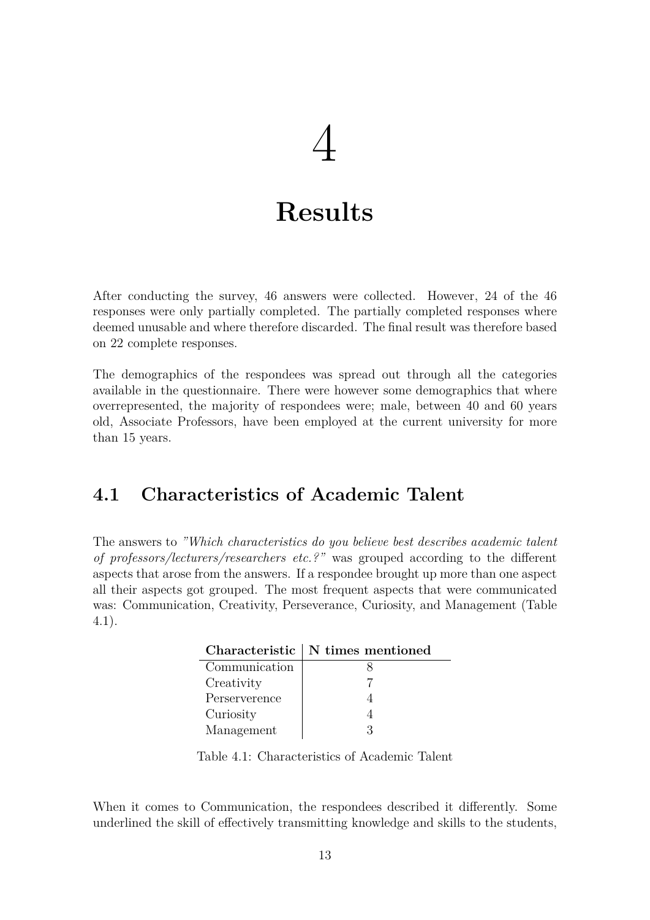// 4

# Results

After conducting the survey, 46 answers were collected. However, 24 of the 46 responses were only partially completed. The partially completed responses where deemed unusable and where therefore discarded. The final result was therefore based on 22 complete responses.

The demographics of the respondees was spread out through all the categories available in the questionnaire. There were however some demographics that where overrepresented, the majority of respondees were; male, between 40 and 60 years old, Associate Professors, have been employed at the current university for more than 15 years.

## 4.1 Characteristics of Academic Talent

The answers to *"Which characteristics do you believe best describes academic talent of professors/lecturers/researchers etc.?"* was grouped according to the different aspects that arose from the answers. If a respondee brought up more than one aspect all their aspects got grouped. The most frequent aspects that were communicated was: Communication, Creativity, Perseverance, Curiosity, and Management (Table 4.1).

| Characteristic | N times mentioned |
|---|---|
| Communication | 8 |
| Creativity | 7 |
| Perserverence | 4 |
| Curiosity | 4 |
| Management | 3 |

Table 4.1: Characteristics of Academic Talent

When it comes to Communication, the respondees described it differently. Some underlined the skill of effectively transmitting knowledge and skills to the students,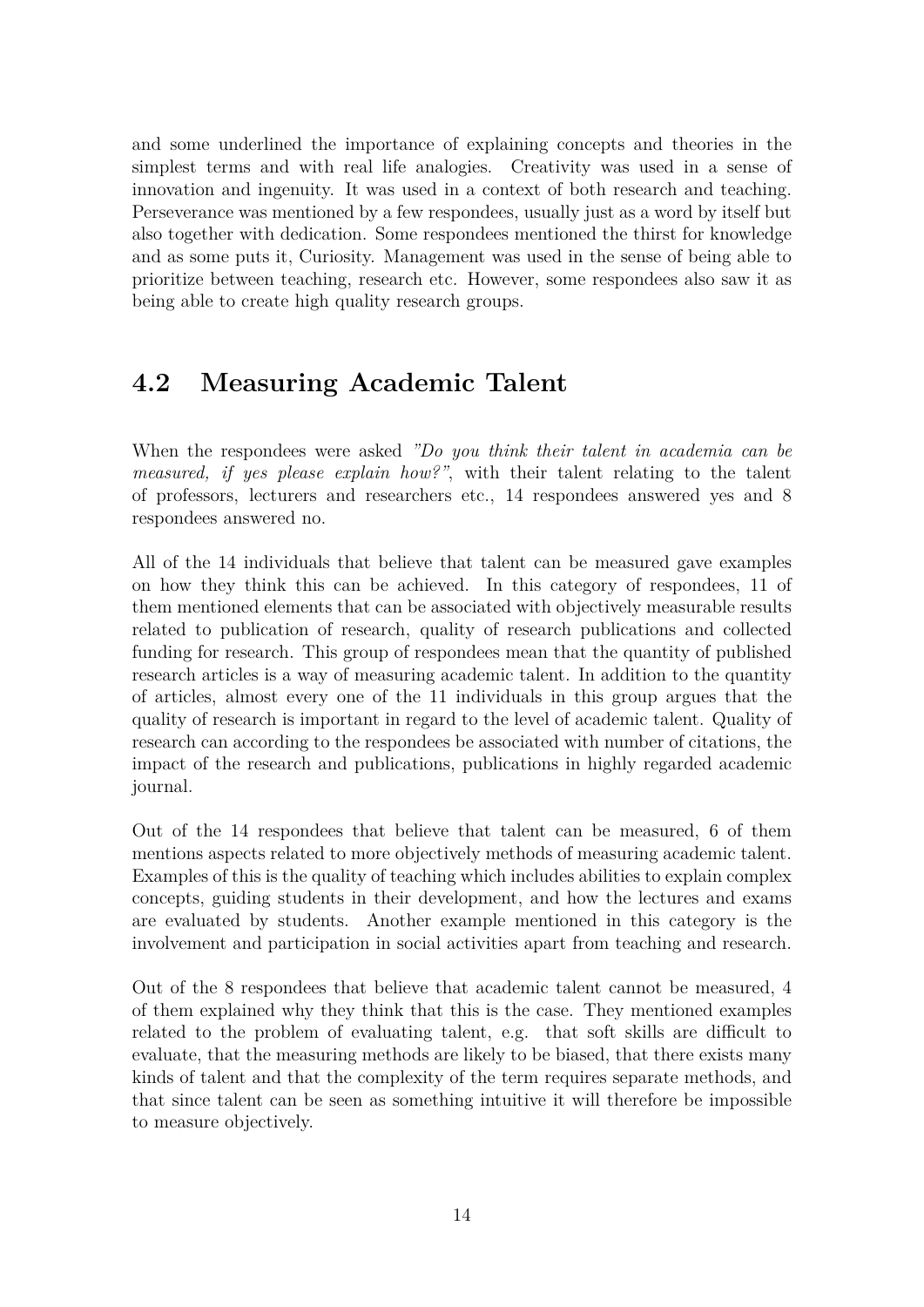and some underlined the importance of explaining concepts and theories in the simplest terms and with real life analogies. Creativity was used in a sense of innovation and ingenuity. It was used in a context of both research and teaching. Perseverance was mentioned by a few respondees, usually just as a word by itself but also together with dedication. Some respondees mentioned the thirst for knowledge and as some puts it, Curiosity. Management was used in the sense of being able to prioritize between teaching, research etc. However, some respondees also saw it as being able to create high quality research groups.

## 4.2 Measuring Academic Talent

When the respondees were asked *"Do you think their talent in academia can be measured, if yes please explain how?"*, with their talent relating to the talent of professors, lecturers and researchers etc., 14 respondees answered yes and 8 respondees answered no.

All of the 14 individuals that believe that talent can be measured gave examples on how they think this can be achieved. In this category of respondees, 11 of them mentioned elements that can be associated with objectively measurable results related to publication of research, quality of research publications and collected funding for research. This group of respondees mean that the quantity of published research articles is a way of measuring academic talent. In addition to the quantity of articles, almost every one of the 11 individuals in this group argues that the quality of research is important in regard to the level of academic talent. Quality of research can according to the respondees be associated with number of citations, the impact of the research and publications, publications in highly regarded academic journal.

Out of the 14 respondees that believe that talent can be measured, 6 of them mentions aspects related to more objectively methods of measuring academic talent. Examples of this is the quality of teaching which includes abilities to explain complex concepts, guiding students in their development, and how the lectures and exams are evaluated by students. Another example mentioned in this category is the involvement and participation in social activities apart from teaching and research.

Out of the 8 respondees that believe that academic talent cannot be measured, 4 of them explained why they think that this is the case. They mentioned examples related to the problem of evaluating talent, e.g. that soft skills are difficult to evaluate, that the measuring methods are likely to be biased, that there exists many kinds of talent and that the complexity of the term requires separate methods, and that since talent can be seen as something intuitive it will therefore be impossible to measure objectively.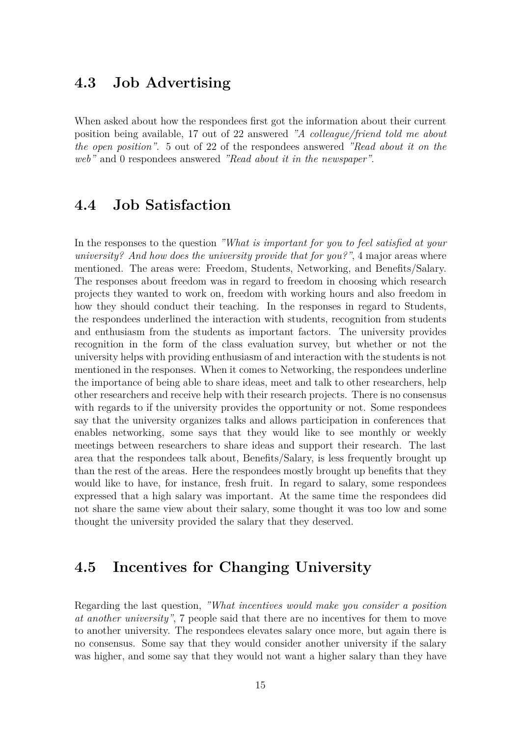## 4.3 Job Advertising

When asked about how the respondees first got the information about their current position being available, 17 out of 22 answered *"A colleague/friend told me about the open position"*. 5 out of 22 of the respondees answered *"Read about it on the web"* and 0 respondees answered *"Read about it in the newspaper"*.

## 4.4 Job Satisfaction

In the responses to the question *"What is important for you to feel satisfied at your university? And how does the university provide that for you?"*, 4 major areas where mentioned. The areas were: Freedom, Students, Networking, and Benefits/Salary. The responses about freedom was in regard to freedom in choosing which research projects they wanted to work on, freedom with working hours and also freedom in how they should conduct their teaching. In the responses in regard to Students, the respondees underlined the interaction with students, recognition from students and enthusiasm from the students as important factors. The university provides recognition in the form of the class evaluation survey, but whether or not the university helps with providing enthusiasm of and interaction with the students is not mentioned in the responses. When it comes to Networking, the respondees underline the importance of being able to share ideas, meet and talk to other researchers, help other researchers and receive help with their research projects. There is no consensus with regards to if the university provides the opportunity or not. Some respondees say that the university organizes talks and allows participation in conferences that enables networking, some says that they would like to see monthly or weekly meetings between researchers to share ideas and support their research. The last area that the respondees talk about, Benefits/Salary, is less frequently brought up than the rest of the areas. Here the respondees mostly brought up benefits that they would like to have, for instance, fresh fruit. In regard to salary, some respondees expressed that a high salary was important. At the same time the respondees did not share the same view about their salary, some thought it was too low and some thought the university provided the salary that they deserved.

## 4.5 Incentives for Changing University

Regarding the last question, *"What incentives would make you consider a position at another university"*, 7 people said that there are no incentives for them to move to another university. The respondees elevates salary once more, but again there is no consensus. Some say that they would consider another university if the salary was higher, and some say that they would not want a higher salary than they have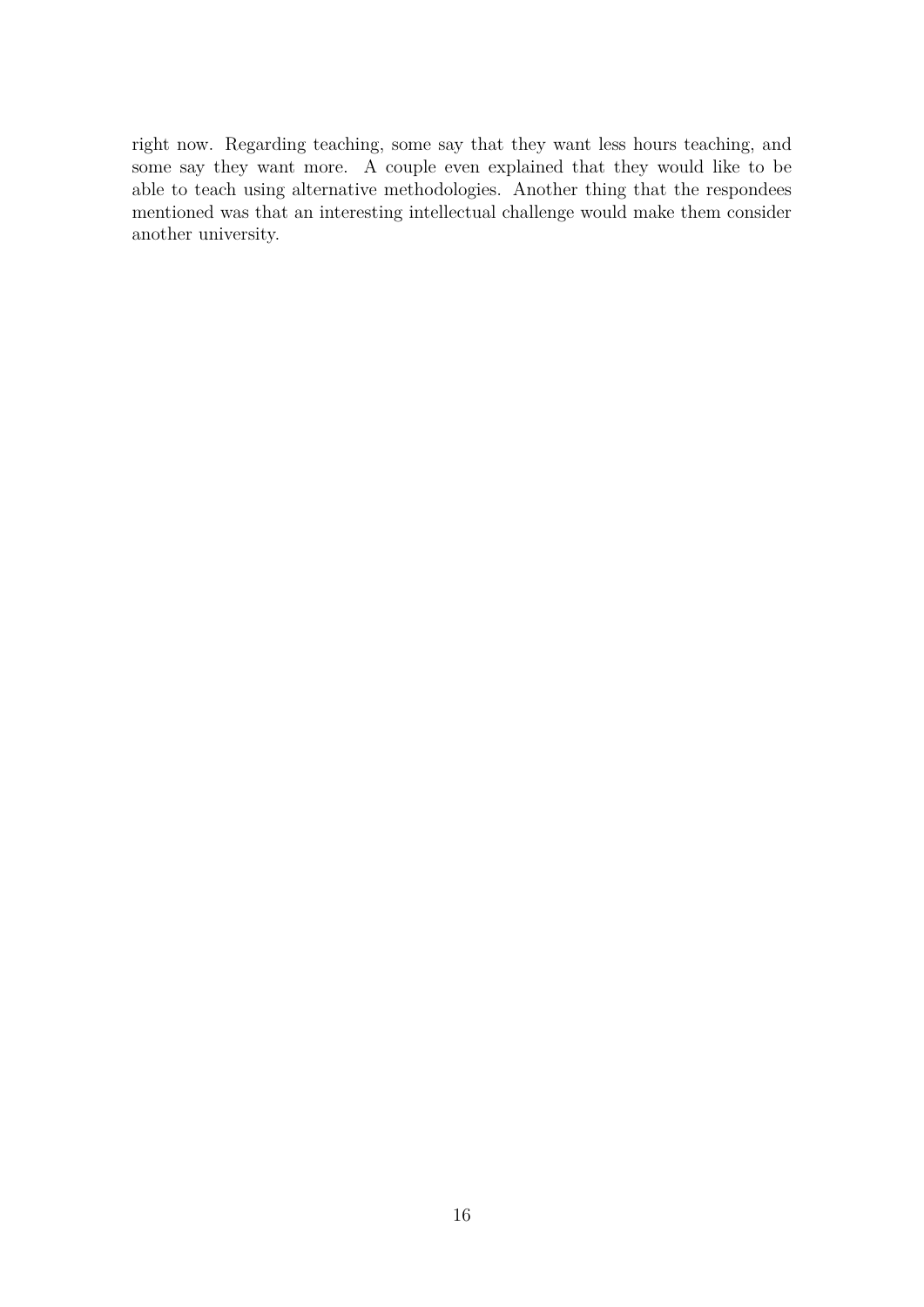right now. Regarding teaching, some say that they want less hours teaching, and some say they want more. A couple even explained that they would like to be able to teach using alternative methodologies. Another thing that the respondees mentioned was that an interesting intellectual challenge would make them consider another university.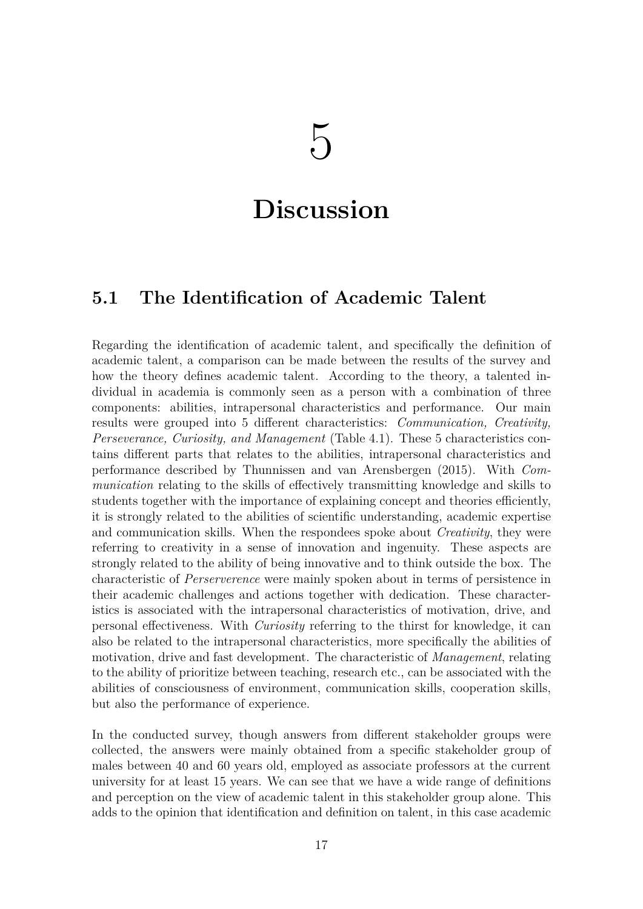# 5 Discussion

## 5.1 The Identification of Academic Talent

Regarding the identification of academic talent, and specifically the definition of academic talent, a comparison can be made between the results of the survey and how the theory defines academic talent. According to the theory, a talented individual in academia is commonly seen as a person with a combination of three components: abilities, intrapersonal characteristics and performance. Our main results were grouped into 5 different characteristics: *Communication, Creativity, Perseverance, Curiosity, and Management* (Table 4.1). These 5 characteristics contains different parts that relates to the abilities, intrapersonal characteristics and performance described by Thunnissen and van Arensbergen (2015). With *Communication* relating to the skills of effectively transmitting knowledge and skills to students together with the importance of explaining concept and theories efficiently, it is strongly related to the abilities of scientific understanding, academic expertise and communication skills. When the respondees spoke about *Creativity*, they were referring to creativity in a sense of innovation and ingenuity. These aspects are strongly related to the ability of being innovative and to think outside the box. The characteristic of *Perserverence* were mainly spoken about in terms of persistence in their academic challenges and actions together with dedication. These characteristics is associated with the intrapersonal characteristics of motivation, drive, and personal effectiveness. With *Curiosity* referring to the thirst for knowledge, it can also be related to the intrapersonal characteristics, more specifically the abilities of motivation, drive and fast development. The characteristic of *Management*, relating to the ability of prioritize between teaching, research etc., can be associated with the abilities of consciousness of environment, communication skills, cooperation skills, but also the performance of experience.

In the conducted survey, though answers from different stakeholder groups were collected, the answers were mainly obtained from a specific stakeholder group of males between 40 and 60 years old, employed as associate professors at the current university for at least 15 years. We can see that we have a wide range of definitions and perception on the view of academic talent in this stakeholder group alone. This adds to the opinion that identification and definition on talent, in this case academic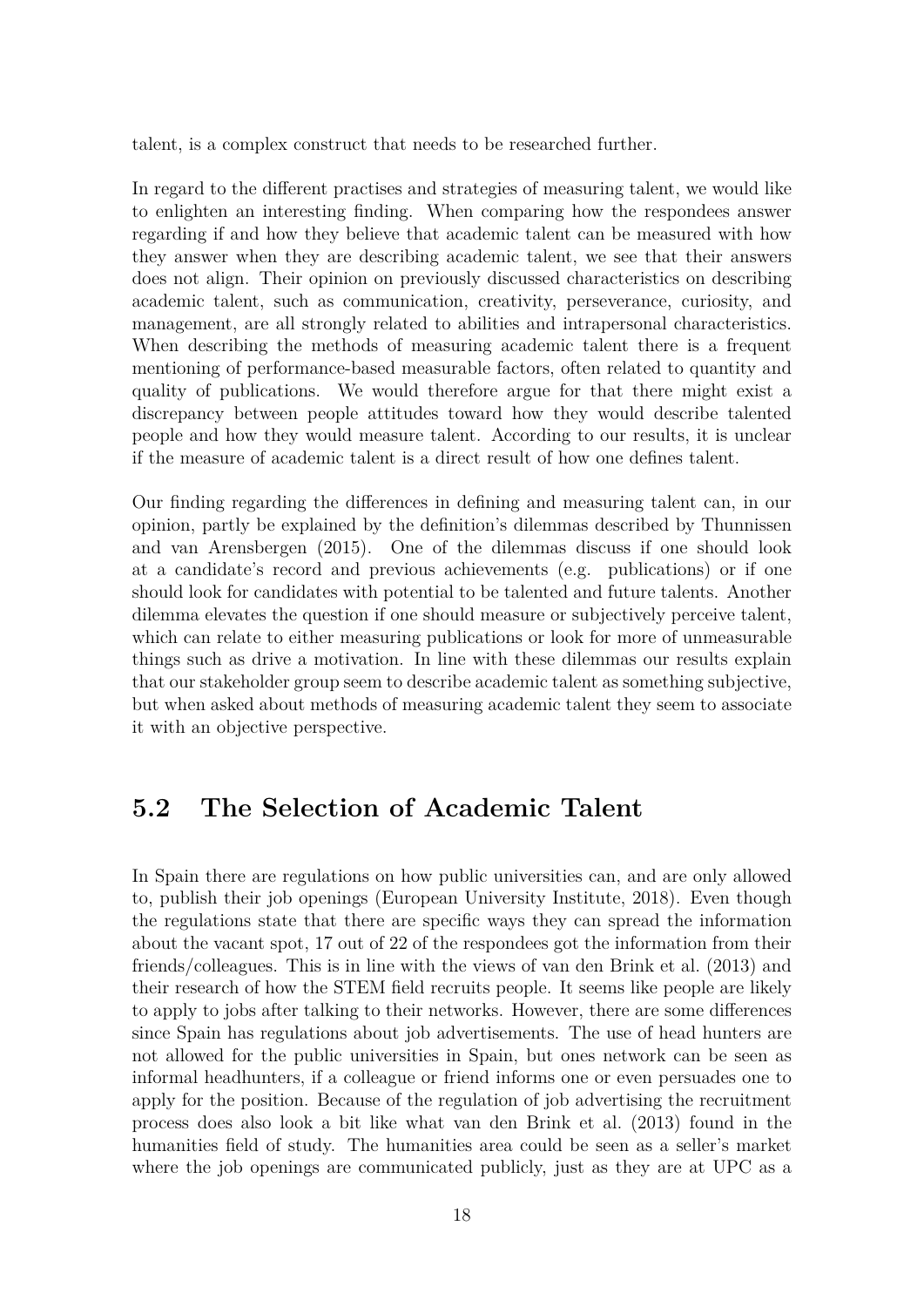talent, is a complex construct that needs to be researched further.

In regard to the different practises and strategies of measuring talent, we would like to enlighten an interesting finding. When comparing how the respondees answer regarding if and how they believe that academic talent can be measured with how they answer when they are describing academic talent, we see that their answers does not align. Their opinion on previously discussed characteristics on describing academic talent, such as communication, creativity, perseverance, curiosity, and management, are all strongly related to abilities and intrapersonal characteristics. When describing the methods of measuring academic talent there is a frequent mentioning of performance-based measurable factors, often related to quantity and quality of publications. We would therefore argue for that there might exist a discrepancy between people attitudes toward how they would describe talented people and how they would measure talent. According to our results, it is unclear if the measure of academic talent is a direct result of how one defines talent.

Our finding regarding the differences in defining and measuring talent can, in our opinion, partly be explained by the definition's dilemmas described by Thunnissen and van Arensbergen (2015). One of the dilemmas discuss if one should look at a candidate's record and previous achievements (e.g. publications) or if one should look for candidates with potential to be talented and future talents. Another dilemma elevates the question if one should measure or subjectively perceive talent, which can relate to either measuring publications or look for more of unmeasurable things such as drive a motivation. In line with these dilemmas our results explain that our stakeholder group seem to describe academic talent as something subjective, but when asked about methods of measuring academic talent they seem to associate it with an objective perspective.

## 5.2 The Selection of Academic Talent

In Spain there are regulations on how public universities can, and are only allowed to, publish their job openings (European University Institute, 2018). Even though the regulations state that there are specific ways they can spread the information about the vacant spot, 17 out of 22 of the respondees got the information from their friends/colleagues. This is in line with the views of van den Brink et al. (2013) and their research of how the STEM field recruits people. It seems like people are likely to apply to jobs after talking to their networks. However, there are some differences since Spain has regulations about job advertisements. The use of head hunters are not allowed for the public universities in Spain, but ones network can be seen as informal headhunters, if a colleague or friend informs one or even persuades one to apply for the position. Because of the regulation of job advertising the recruitment process does also look a bit like what van den Brink et al. (2013) found in the humanities field of study. The humanities area could be seen as a seller's market where the job openings are communicated publicly, just as they are at UPC as a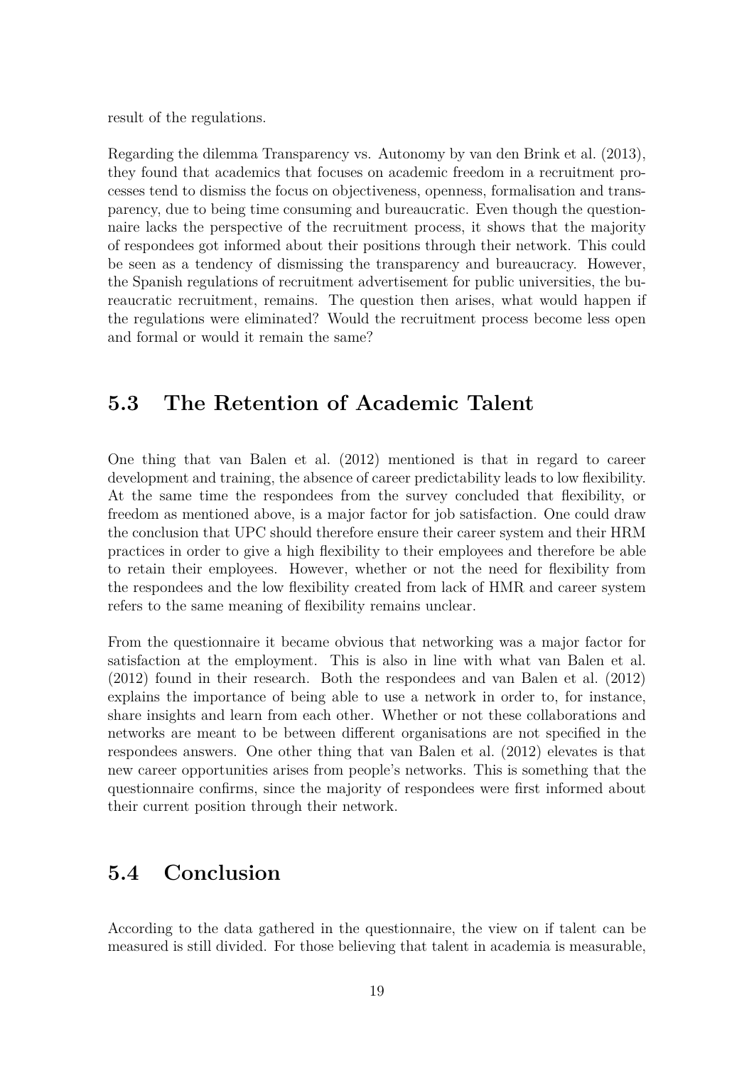result of the regulations.

Regarding the dilemma Transparency vs. Autonomy by van den Brink et al. (2013), they found that academics that focuses on academic freedom in a recruitment processes tend to dismiss the focus on objectiveness, openness, formalisation and transparency, due to being time consuming and bureaucratic. Even though the questionnaire lacks the perspective of the recruitment process, it shows that the majority of respondees got informed about their positions through their network. This could be seen as a tendency of dismissing the transparency and bureaucracy. However, the Spanish regulations of recruitment advertisement for public universities, the bureaucratic recruitment, remains. The question then arises, what would happen if the regulations were eliminated? Would the recruitment process become less open and formal or would it remain the same?

## 5.3 The Retention of Academic Talent

One thing that van Balen et al. (2012) mentioned is that in regard to career development and training, the absence of career predictability leads to low flexibility. At the same time the respondees from the survey concluded that flexibility, or freedom as mentioned above, is a major factor for job satisfaction. One could draw the conclusion that UPC should therefore ensure their career system and their HRM practices in order to give a high flexibility to their employees and therefore be able to retain their employees. However, whether or not the need for flexibility from the respondees and the low flexibility created from lack of HMR and career system refers to the same meaning of flexibility remains unclear.

From the questionnaire it became obvious that networking was a major factor for satisfaction at the employment. This is also in line with what van Balen et al. (2012) found in their research. Both the respondees and van Balen et al. (2012) explains the importance of being able to use a network in order to, for instance, share insights and learn from each other. Whether or not these collaborations and networks are meant to be between different organisations are not specified in the respondees answers. One other thing that van Balen et al. (2012) elevates is that new career opportunities arises from people's networks. This is something that the questionnaire confirms, since the majority of respondees were first informed about their current position through their network.

## 5.4 Conclusion

According to the data gathered in the questionnaire, the view on if talent can be measured is still divided. For those believing that talent in academia is measurable,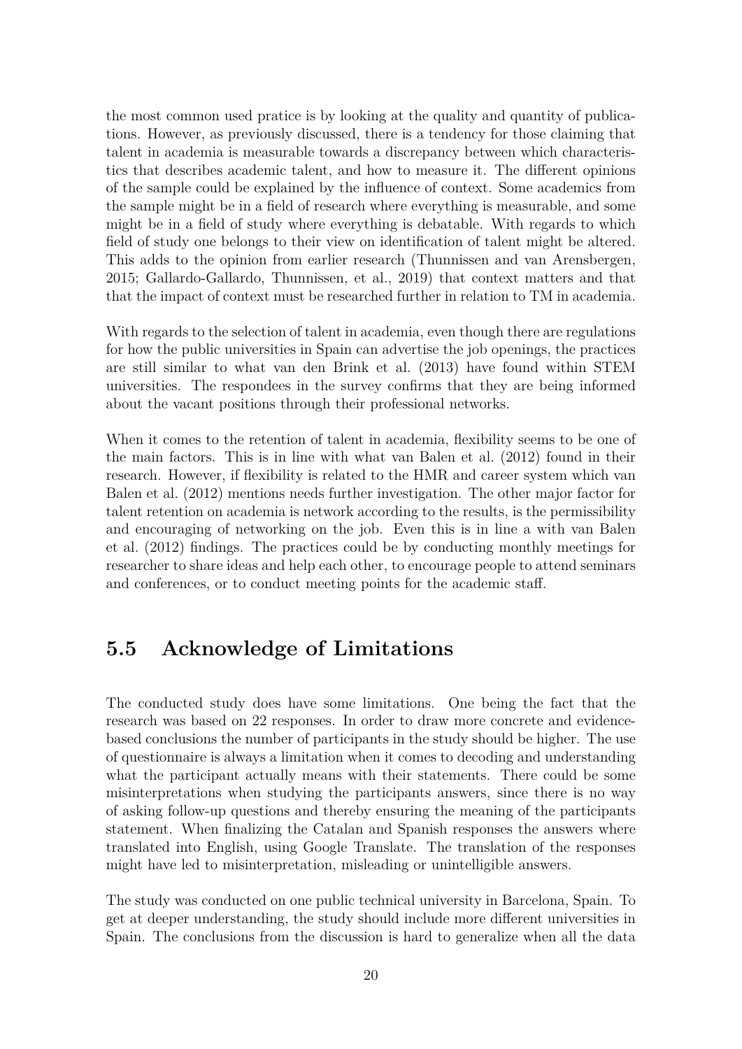the most common used pratice is by looking at the quality and quantity of publications. However, as previously discussed, there is a tendency for those claiming that talent in academia is measurable towards a discrepancy between which characteristics that describes academic talent, and how to measure it. The different opinions of the sample could be explained by the influence of context. Some academics from the sample might be in a field of research where everything is measurable, and some might be in a field of study where everything is debatable. With regards to which field of study one belongs to their view on identification of talent might be altered. This adds to the opinion from earlier research (Thunnissen and van Arensbergen, 2015; Gallardo-Gallardo, Thunnissen, et al., 2019) that context matters and that that the impact of context must be researched further in relation to TM in academia.

With regards to the selection of talent in academia, even though there are regulations for how the public universities in Spain can advertise the job openings, the practices are still similar to what van den Brink et al. (2013) have found within STEM universities. The respondees in the survey confirms that they are being informed about the vacant positions through their professional networks.

When it comes to the retention of talent in academia, flexibility seems to be one of the main factors. This is in line with what van Balen et al. (2012) found in their research. However, if flexibility is related to the HMR and career system which van Balen et al. (2012) mentions needs further investigation. The other major factor for talent retention on academia is network according to the results, is the permissibility and encouraging of networking on the job. Even this is in line a with van Balen et al. (2012) findings. The practices could be by conducting monthly meetings for researcher to share ideas and help each other, to encourage people to attend seminars and conferences, or to conduct meeting points for the academic staff.

## 5.5 Acknowledge of Limitations

The conducted study does have some limitations. One being the fact that the research was based on 22 responses. In order to draw more concrete and evidence-based conclusions the number of participants in the study should be higher. The use of questionnaire is always a limitation when it comes to decoding and understanding what the participant actually means with their statements. There could be some misinterpretations when studying the participants answers, since there is no way of asking follow-up questions and thereby ensuring the meaning of the participants statement. When finalizing the Catalan and Spanish responses the answers where translated into English, using Google Translate. The translation of the responses might have led to misinterpretation, misleading or unintelligible answers.

The study was conducted on one public technical university in Barcelona, Spain. To get at deeper understanding, the study should include more different universities in Spain. The conclusions from the discussion is hard to generalize when all the data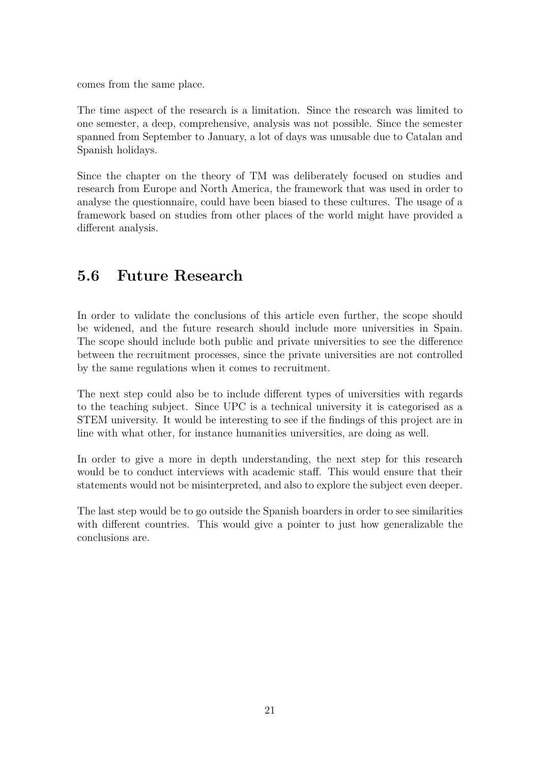comes from the same place.

The time aspect of the research is a limitation. Since the research was limited to one semester, a deep, comprehensive, analysis was not possible. Since the semester spanned from September to January, a lot of days was unusable due to Catalan and Spanish holidays.

Since the chapter on the theory of TM was deliberately focused on studies and research from Europe and North America, the framework that was used in order to analyse the questionnaire, could have been biased to these cultures. The usage of a framework based on studies from other places of the world might have provided a different analysis.

## 5.6 Future Research

In order to validate the conclusions of this article even further, the scope should be widened, and the future research should include more universities in Spain. The scope should include both public and private universities to see the difference between the recruitment processes, since the private universities are not controlled by the same regulations when it comes to recruitment.

The next step could also be to include different types of universities with regards to the teaching subject. Since UPC is a technical university it is categorised as a STEM university. It would be interesting to see if the findings of this project are in line with what other, for instance humanities universities, are doing as well.

In order to give a more in depth understanding, the next step for this research would be to conduct interviews with academic staff. This would ensure that their statements would not be misinterpreted, and also to explore the subject even deeper.

The last step would be to go outside the Spanish boarders in order to see similarities with different countries. This would give a pointer to just how generalizable the conclusions are.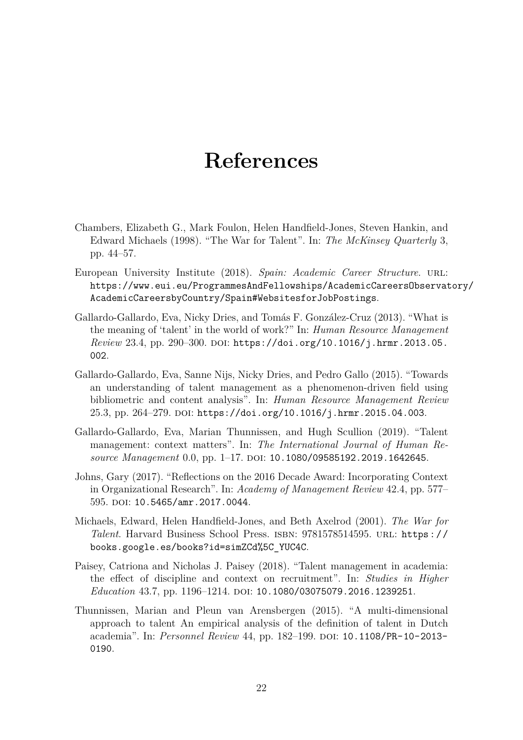# References

Chambers, Elizabeth G., Mark Foulon, Helen Handfield-Jones, Steven Hankin, and Edward Michaels (1998). "The War for Talent". In: *The McKinsey Quarterly* 3, pp. 44–57.

European University Institute (2018). *Spain: Academic Career Structure*. URL: https://www.eui.eu/ProgrammesAndFellowships/AcademicCareersObservatory/AcademicCareersbyCountry/Spain#WebsitesforJobPostings.

Gallardo-Gallardo, Eva, Nicky Dries, and Tomás F. González-Cruz (2013). "What is the meaning of 'talent' in the world of work?" In: *Human Resource Management Review* 23.4, pp. 290–300. DOI: https://doi.org/10.1016/j.hrmr.2013.05.002.

Gallardo-Gallardo, Eva, Sanne Nijs, Nicky Dries, and Pedro Gallo (2015). "Towards an understanding of talent management as a phenomenon-driven field using bibliometric and content analysis". In: *Human Resource Management Review* 25.3, pp. 264–279. DOI: https://doi.org/10.1016/j.hrmr.2015.04.003.

Gallardo-Gallardo, Eva, Marian Thunnissen, and Hugh Scullion (2019). "Talent management: context matters". In: *The International Journal of Human Resource Management* 0.0, pp. 1–17. DOI: 10.1080/09585192.2019.1642645.

Johns, Gary (2017). "Reflections on the 2016 Decade Award: Incorporating Context in Organizational Research". In: *Academy of Management Review* 42.4, pp. 577–595. DOI: 10.5465/amr.2017.0044.

Michaels, Edward, Helen Handfield-Jones, and Beth Axelrod (2001). *The War for Talent*. Harvard Business School Press. ISBN: 9781578514595. URL: https://books.google.es/books?id=simZCd%5C_YUC4C.

Paisey, Catriona and Nicholas J. Paisey (2018). "Talent management in academia: the effect of discipline and context on recruitment". In: *Studies in Higher Education* 43.7, pp. 1196–1214. DOI: 10.1080/03075079.2016.1239251.

Thunnissen, Marian and Pleun van Arensbergen (2015). "A multi-dimensional approach to talent An empirical analysis of the definition of talent in Dutch academia". In: *Personnel Review* 44, pp. 182–199. DOI: 10.1108/PR-10-2013-0190.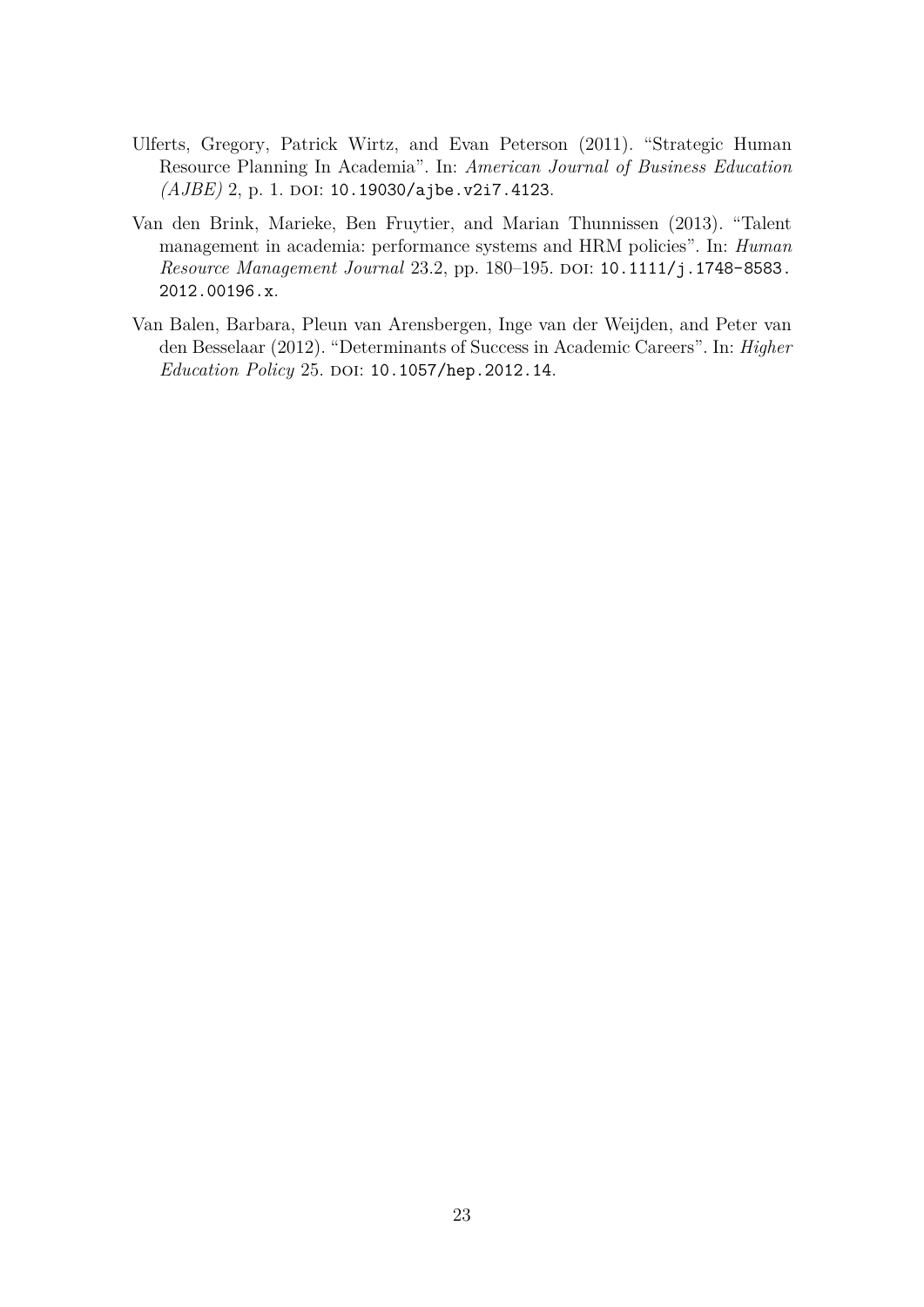Ulferts, Gregory, Patrick Wirtz, and Evan Peterson (2011). "Strategic Human Resource Planning In Academia". In: *American Journal of Business Education (AJBE)* 2, p. 1. DOI: 10.19030/ajbe.v2i7.4123.

Van den Brink, Marieke, Ben Fruytier, and Marian Thunnissen (2013). "Talent management in academia: performance systems and HRM policies". In: *Human Resource Management Journal* 23.2, pp. 180–195. DOI: 10.1111/j.1748-8583.2012.00196.x.

Van Balen, Barbara, Pleun van Arensbergen, Inge van der Weijden, and Peter van den Besselaar (2012). "Determinants of Success in Academic Careers". In: *Higher Education Policy* 25. DOI: 10.1057/hep.2012.14.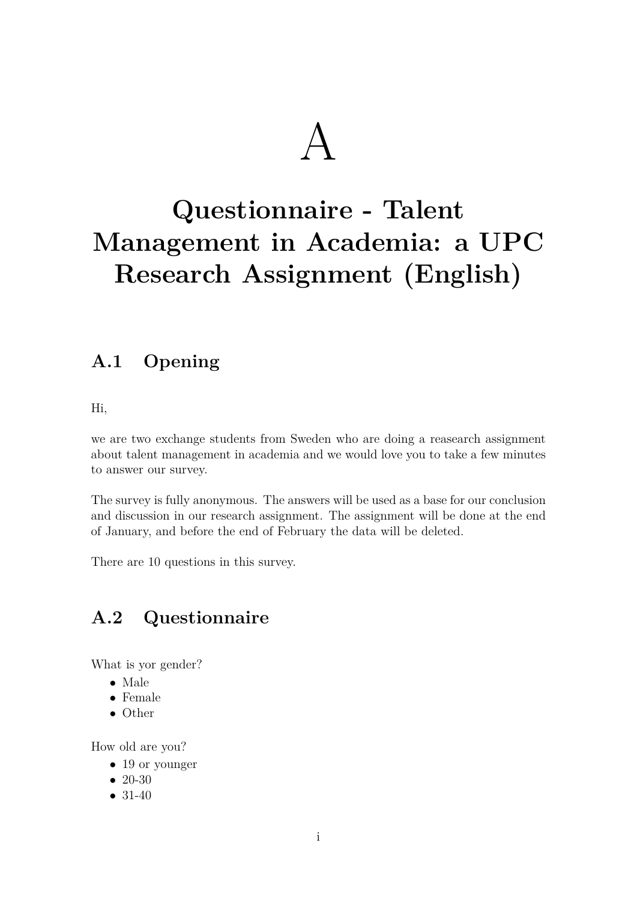# A

# Questionnaire - Talent Management in Academia: a UPC Research Assignment (English)

## A.1 Opening

Hi,

we are two exchange students from Sweden who are doing a reasearch assignment about talent management in academia and we would love you to take a few minutes to answer our survey.

The survey is fully anonymous. The answers will be used as a base for our conclusion and discussion in our research assignment. The assignment will be done at the end of January, and before the end of February the data will be deleted.

There are 10 questions in this survey.

## A.2 Questionnaire

What is yor gender?

- Male
- Female
- Other

How old are you?

- 19 or younger
- 20-30
- 31-40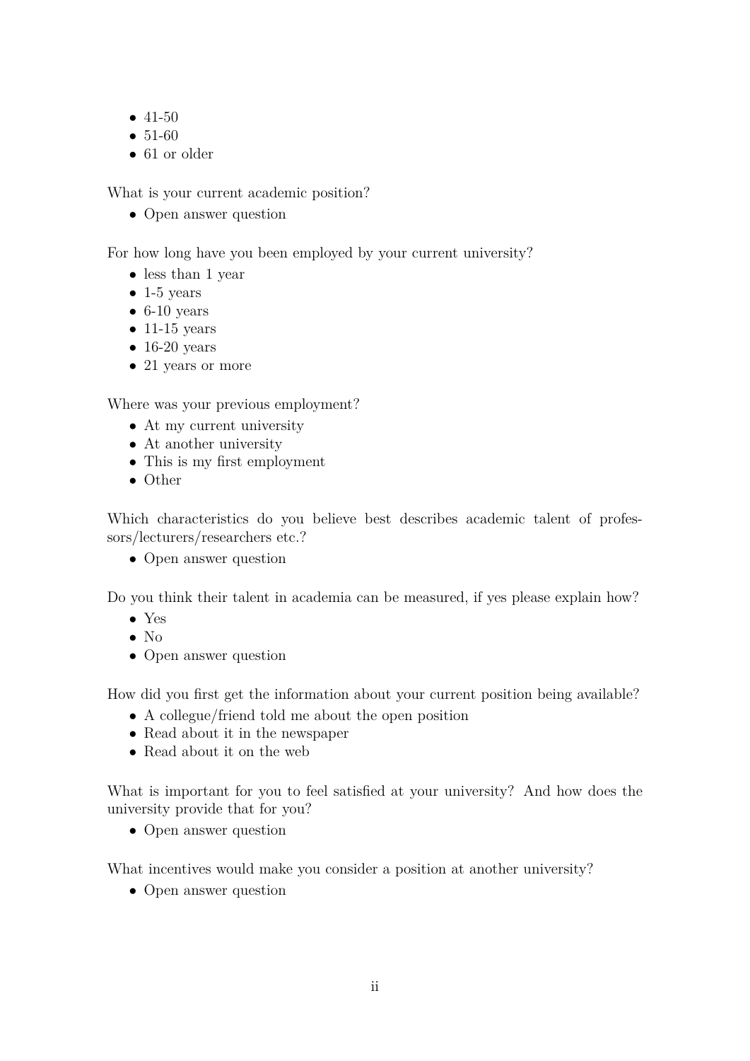- 41-50
- 51-60
- 61 or older

What is your current academic position?

- Open answer question

For how long have you been employed by your current university?

- less than 1 year
- 1-5 years
- 6-10 years
- 11-15 years
- 16-20 years
- 21 years or more

Where was your previous employment?

- At my current university
- At another university
- This is my first employment
- Other

Which characteristics do you believe best describes academic talent of professors/lecturers/researchers etc.?

- Open answer question

Do you think their talent in academia can be measured, if yes please explain how?

- Yes
- No
- Open answer question

How did you first get the information about your current position being available?

- A collegue/friend told me about the open position
- Read about it in the newspaper
- Read about it on the web

What is important for you to feel satisfied at your university? And how does the university provide that for you?

- Open answer question

What incentives would make you consider a position at another university?

- Open answer question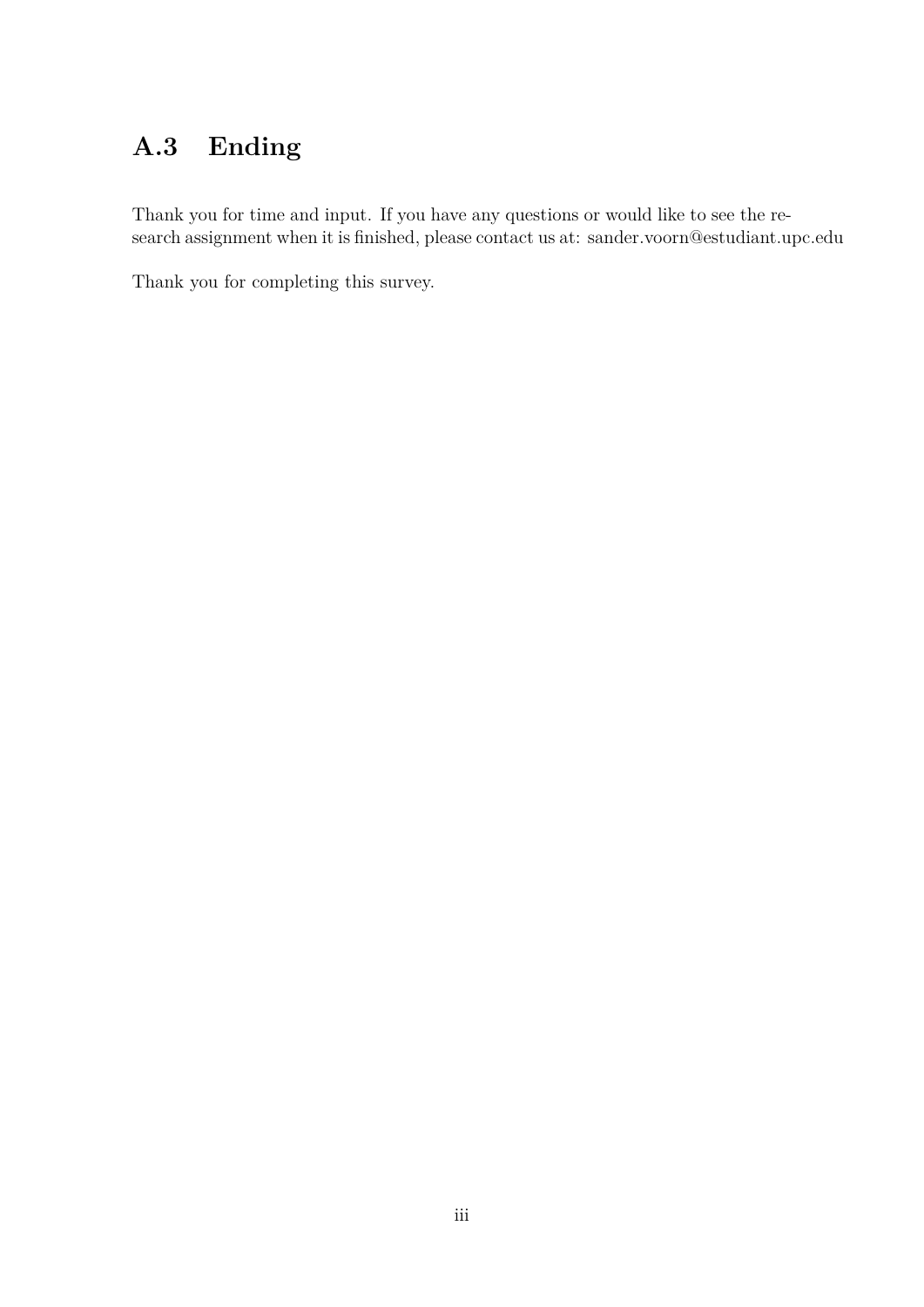## A.3 Ending

Thank you for time and input. If you have any questions or would like to see the research assignment when it is finished, please contact us at: sander.voorn@estudiant.upc.edu

Thank you for completing this survey.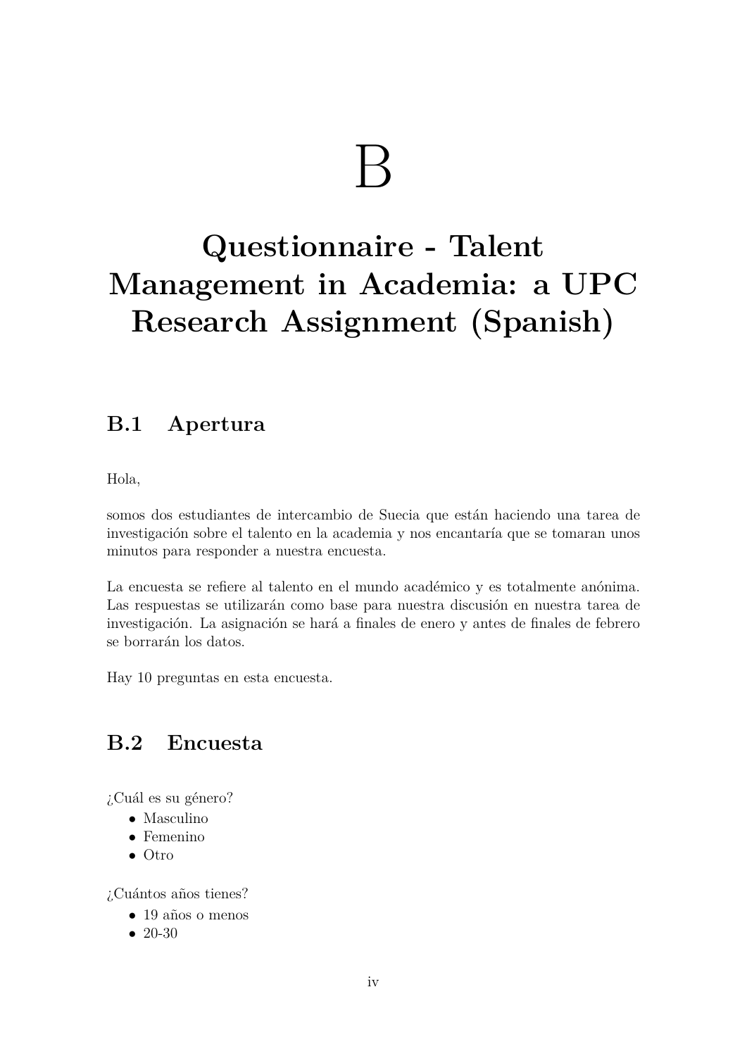# B

# Questionnaire - Talent Management in Academia: a UPC Research Assignment (Spanish)

## B.1 Apertura

Hola,

somos dos estudiantes de intercambio de Suecia que están haciendo una tarea de investigación sobre el talento en la academia y nos encantaría que se tomaran unos minutos para responder a nuestra encuesta.

La encuesta se refiere al talento en el mundo académico y es totalmente anónima. Las respuestas se utilizarán como base para nuestra discusión en nuestra tarea de investigación. La asignación se hará a finales de enero y antes de finales de febrero se borrarán los datos.

Hay 10 preguntas en esta encuesta.

## B.2 Encuesta

¿Cuál es su género?

- Masculino
- Femenino
- Otro

¿Cuántos años tienes?

- 19 años o menos
- 20-30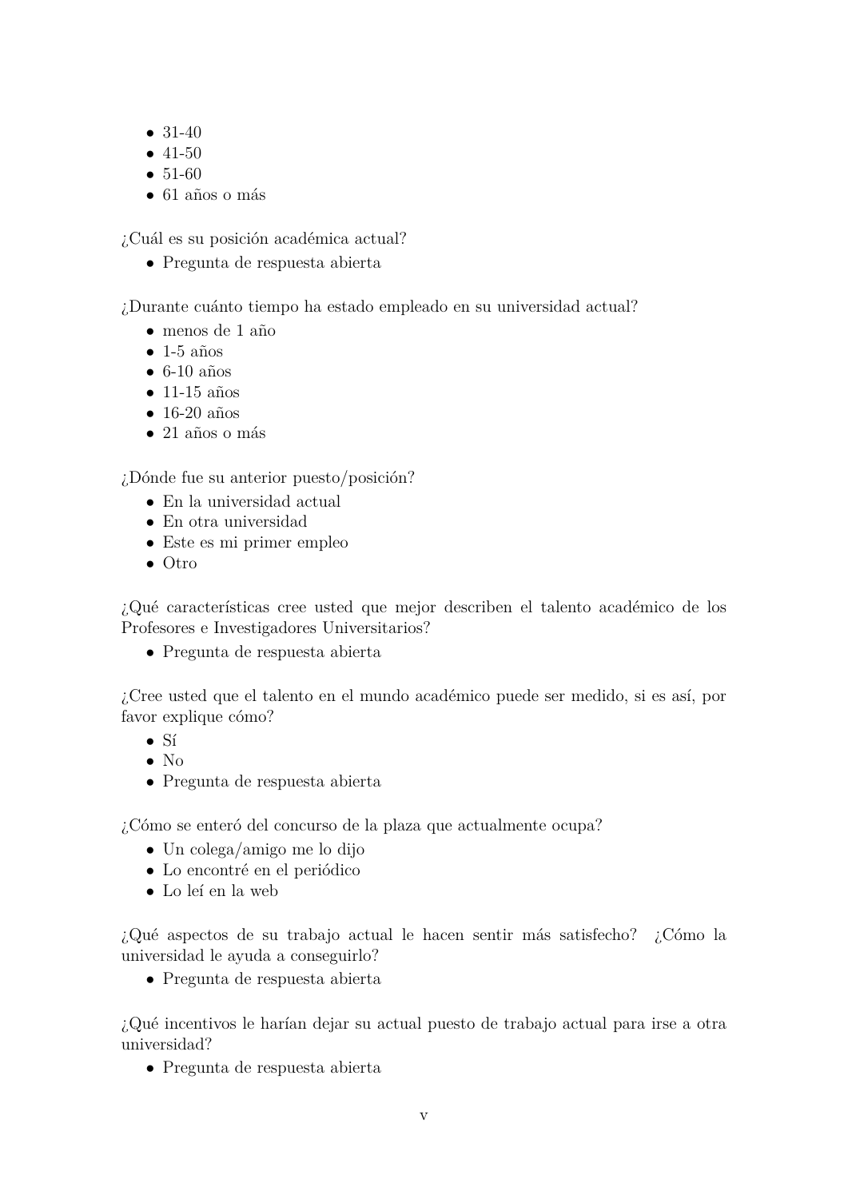- 31-40
- 41-50
- 51-60
- 61 años o más

¿Cuál es su posición académica actual?

- Pregunta de respuesta abierta

¿Durante cuánto tiempo ha estado empleado en su universidad actual?

- menos de 1 año
- 1-5 años
- 6-10 años
- 11-15 años
- 16-20 años
- 21 años o más

¿Dónde fue su anterior puesto/posición?

- En la universidad actual
- En otra universidad
- Este es mi primer empleo
- Otro

¿Qué características cree usted que mejor describen el talento académico de los Profesores e Investigadores Universitarios?

- Pregunta de respuesta abierta

¿Cree usted que el talento en el mundo académico puede ser medido, si es así, por favor explique cómo?

- Sí
- No
- Pregunta de respuesta abierta

¿Cómo se enteró del concurso de la plaza que actualmente ocupa?

- Un colega/amigo me lo dijo
- Lo encontré en el periódico
- Lo leí en la web

¿Qué aspectos de su trabajo actual le hacen sentir más satisfecho? ¿Cómo la universidad le ayuda a conseguirlo?

- Pregunta de respuesta abierta

¿Qué incentivos le harían dejar su actual puesto de trabajo actual para irse a otra universidad?

- Pregunta de respuesta abierta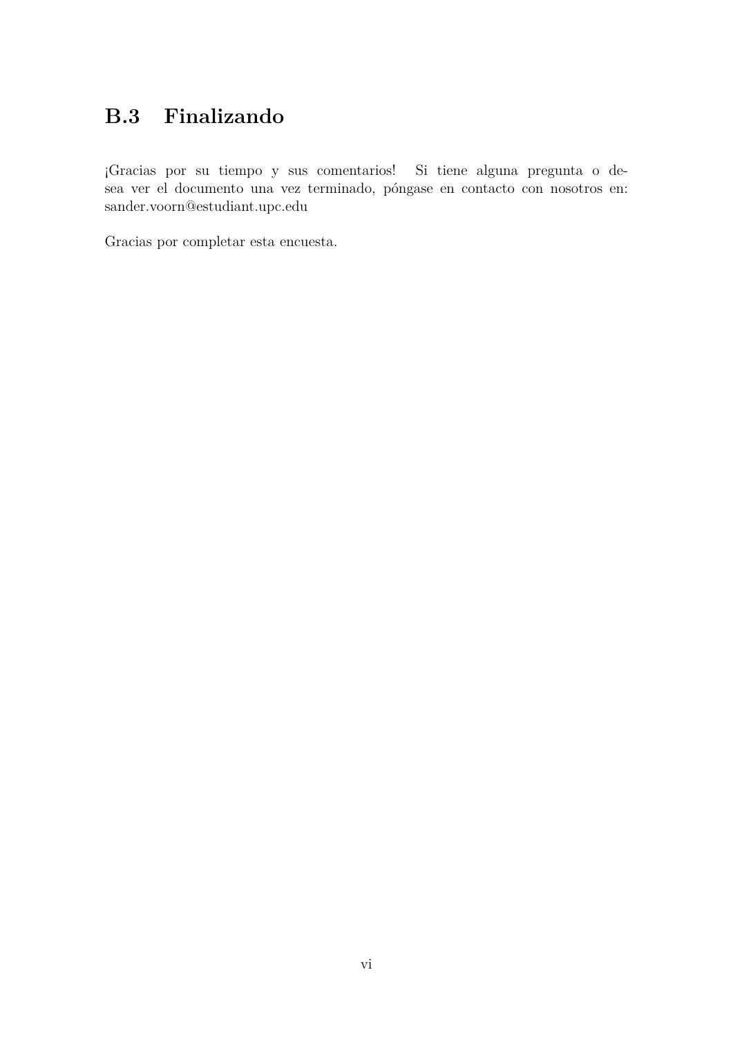## B.3 Finalizando

¡Gracias por su tiempo y sus comentarios! Si tiene alguna pregunta o desea ver el documento una vez terminado, póngase en contacto con nosotros en: sander.voorn@estudiant.upc.edu

Gracias por completar esta encuesta.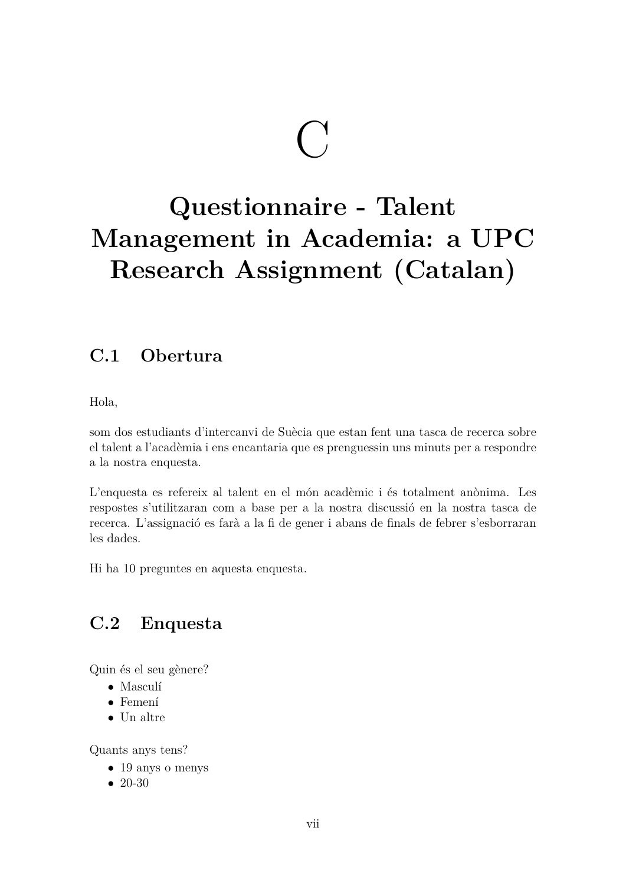# C

# Questionnaire - Talent Management in Academia: a UPC Research Assignment (Catalan)

## C.1 Obertura

Hola,

som dos estudiants d'intercanvi de Suècia que estan fent una tasca de recerca sobre el talent a l'acadèmia i ens encantaria que es prenguessin uns minuts per a respondre a la nostra enquesta.

L'enquesta es refereix al talent en el món acadèmic i és totalment anònima. Les respostes s'utilitzaran com a base per a la nostra discussió en la nostra tasca de recerca. L'assignació es farà a la fi de gener i abans de finals de febrer s'esborraran les dades.

Hi ha 10 preguntes en aquesta enquesta.

## C.2 Enquesta

Quin és el seu gènere?

- Masculí
- Femení
- Un altre

Quants anys tens?

- 19 anys o menys
- 20-30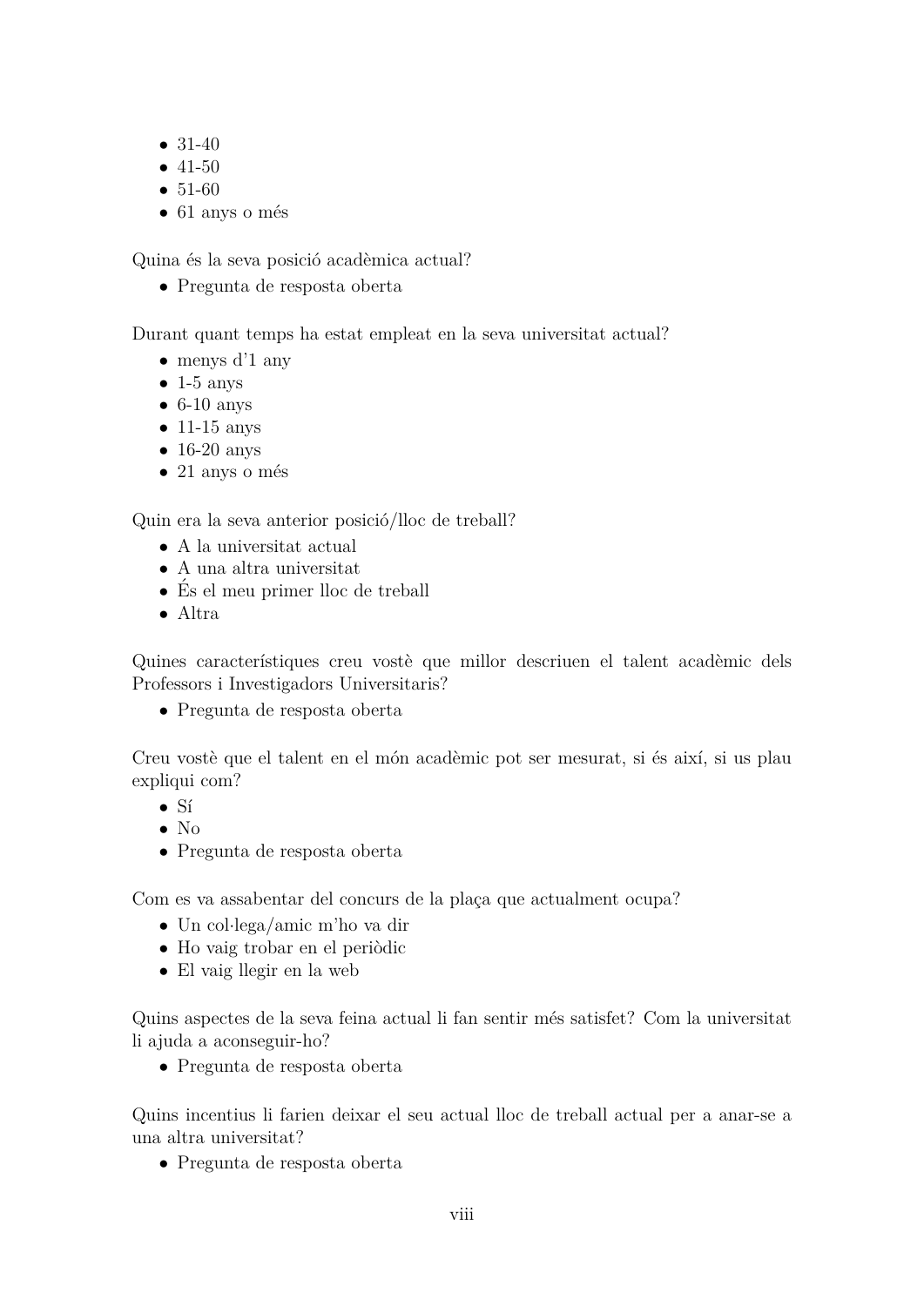- 31-40
- 41-50
- 51-60
- 61 anys o més

Quina és la seva posició acadèmica actual?

- Pregunta de resposta oberta

Durant quant temps ha estat empleat en la seva universitat actual?

- menys d'1 any
- 1-5 anys
- 6-10 anys
- 11-15 anys
- 16-20 anys
- 21 anys o més

Quin era la seva anterior posició/lloc de treball?

- A la universitat actual
- A una altra universitat
- És el meu primer lloc de treball
- Altra

Quines característiques creu vostè que millor descriuen el talent acadèmic dels Professors i Investigadors Universitaris?

- Pregunta de resposta oberta

Creu vostè que el talent en el món acadèmic pot ser mesurat, si és així, si us plau expliqui com?

- Sí
- No
- Pregunta de resposta oberta

Com es va assabentar del concurs de la plaça que actualment ocupa?

- Un col·lega/amic m'ho va dir
- Ho vaig trobar en el periòdic
- El vaig llegir en la web

Quins aspectes de la seva feina actual li fan sentir més satisfet? Com la universitat li ajuda a aconseguir-ho?

- Pregunta de resposta oberta

Quins incentius li farien deixar el seu actual lloc de treball actual per a anar-se a una altra universitat?

- Pregunta de resposta oberta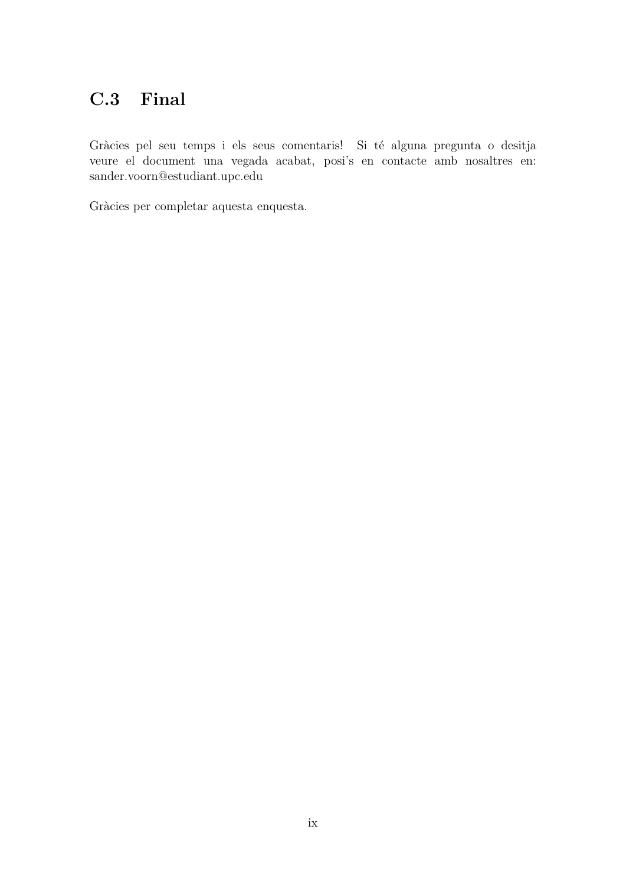## C.3 Final

Gràcies pel seu temps i els seus comentaris! Si té alguna pregunta o desitja veure el document una vegada acabat, posi's en contacte amb nosaltres en: sander.voorn@estudiant.upc.edu

Gràcies per completar aquesta enquesta.